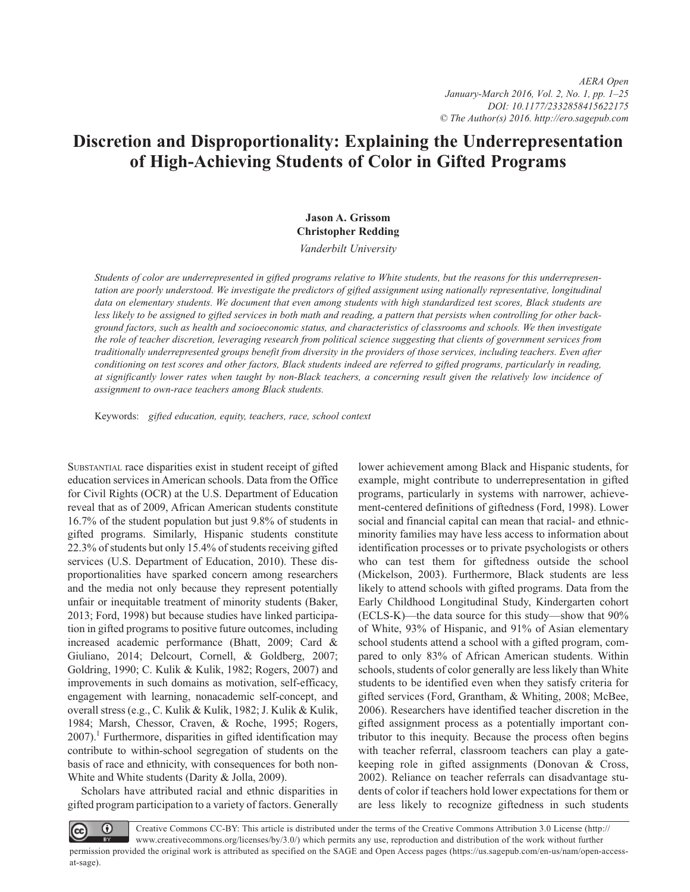# Discretion and Disproportionality: Explaining the Underrepresentation of High-Achieving Students of Color in Gifted Programs

**Jason A. Grissom**
**Christopher Redding**

*Vanderbilt University*

*Students of color are underrepresented in gifted programs relative to White students, but the reasons for this underrepresentation are poorly understood. We investigate the predictors of gifted assignment using nationally representative, longitudinal data on elementary students. We document that even among students with high standardized test scores, Black students are less likely to be assigned to gifted services in both math and reading, a pattern that persists when controlling for other background factors, such as health and socioeconomic status, and characteristics of classrooms and schools. We then investigate the role of teacher discretion, leveraging research from political science suggesting that clients of government services from traditionally underrepresented groups benefit from diversity in the providers of those services, including teachers. Even after conditioning on test scores and other factors, Black students indeed are referred to gifted programs, particularly in reading, at significantly lower rates when taught by non-Black teachers, a concerning result given the relatively low incidence of assignment to own-race teachers among Black students.*

Keywords: *gifted education, equity, teachers, race, school context*

Substantial race disparities exist in student receipt of gifted education services in American schools. Data from the Office for Civil Rights (OCR) at the U.S. Department of Education reveal that as of 2009, African American students constitute 16.7% of the student population but just 9.8% of students in gifted programs. Similarly, Hispanic students constitute 22.3% of students but only 15.4% of students receiving gifted services (U.S. Department of Education, 2010). These disproportionalities have sparked concern among researchers and the media not only because they represent potentially unfair or inequitable treatment of minority students (Baker, 2013; Ford, 1998) but because studies have linked participation in gifted programs to positive future outcomes, including increased academic performance (Bhatt, 2009; Card & Giuliano, 2014; Delcourt, Cornell, & Goldberg, 2007; Goldring, 1990; C. Kulik & Kulik, 1982; Rogers, 2007) and improvements in such domains as motivation, self-efficacy, engagement with learning, nonacademic self-concept, and overall stress (e.g., C. Kulik & Kulik, 1982; J. Kulik & Kulik, 1984; Marsh, Chessor, Craven, & Roche, 1995; Rogers, 2007).[1] Furthermore, disparities in gifted identification may contribute to within-school segregation of students on the basis of race and ethnicity, with consequences for both non-White and White students (Darity & Jolla, 2009).

Scholars have attributed racial and ethnic disparities in gifted program participation to a variety of factors. Generally lower achievement among Black and Hispanic students, for example, might contribute to underrepresentation in gifted programs, particularly in systems with narrower, achievement-centered definitions of giftedness (Ford, 1998). Lower social and financial capital can mean that racial- and ethnic-minority families may have less access to information about identification processes or to private psychologists or others who can test them for giftedness outside the school (Mickelson, 2003). Furthermore, Black students are less likely to attend schools with gifted programs. Data from the Early Childhood Longitudinal Study, Kindergarten cohort (ECLS-K)—the data source for this study—show that 90% of White, 93% of Hispanic, and 91% of Asian elementary school students attend a school with a gifted program, compared to only 83% of African American students. Within schools, students of color generally are less likely than White students to be identified even when they satisfy criteria for gifted services (Ford, Grantham, & Whiting, 2008; McBee, 2006). Researchers have identified teacher discretion in the gifted assignment process as a potentially important contributor to this inequity. Because the process often begins with teacher referral, classroom teachers can play a gatekeeping role in gifted assignments (Donovan & Cross, 2002). Reliance on teacher referrals can disadvantage students of color if teachers hold lower expectations for them or are less likely to recognize giftedness in such students

Creative Commons CC-BY: This article is distributed under the terms of the Creative Commons Attribution 3.0 License (http://www.creativecommons.org/licenses/by/3.0/) which permits any use, reproduction and distribution of the work without further permission provided the original work is attributed as specified on the SAGE and Open Access pages (https://us.sagepub.com/en-us/nam/open-access-at-sage).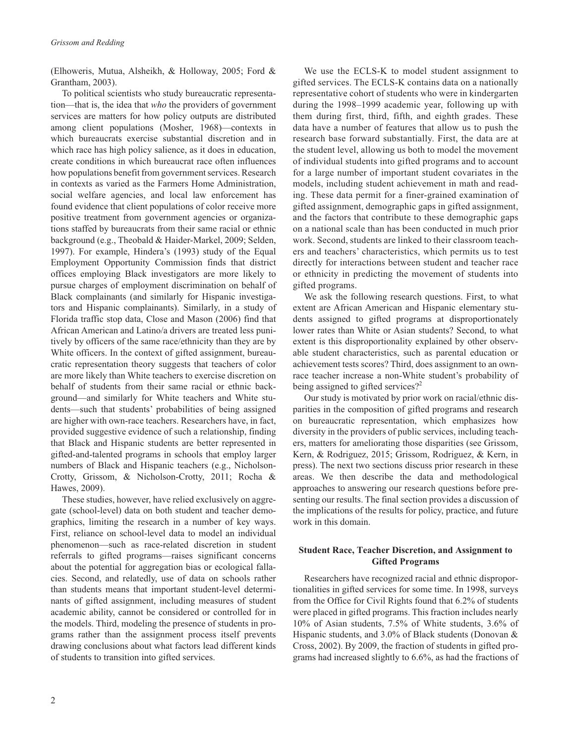(Elhoweris, Mutua, Alsheikh, & Holloway, 2005; Ford & Grantham, 2003).

To political scientists who study bureaucratic representation—that is, the idea that *who* the providers of government services are matters for how policy outputs are distributed among client populations (Mosher, 1968)—contexts in which bureaucrats exercise substantial discretion and in which race has high policy salience, as it does in education, create conditions in which bureaucrat race often influences how populations benefit from government services. Research in contexts as varied as the Farmers Home Administration, social welfare agencies, and local law enforcement has found evidence that client populations of color receive more positive treatment from government agencies or organizations staffed by bureaucrats from their same racial or ethnic background (e.g., Theobald & Haider-Markel, 2009; Selden, 1997). For example, Hindera's (1993) study of the Equal Employment Opportunity Commission finds that district offices employing Black investigators are more likely to pursue charges of employment discrimination on behalf of Black complainants (and similarly for Hispanic investigators and Hispanic complainants). Similarly, in a study of Florida traffic stop data, Close and Mason (2006) find that African American and Latino/a drivers are treated less punitively by officers of the same race/ethnicity than they are by White officers. In the context of gifted assignment, bureaucratic representation theory suggests that teachers of color are more likely than White teachers to exercise discretion on behalf of students from their same racial or ethnic background—and similarly for White teachers and White students—such that students' probabilities of being assigned are higher with own-race teachers. Researchers have, in fact, provided suggestive evidence of such a relationship, finding that Black and Hispanic students are better represented in gifted-and-talented programs in schools that employ larger numbers of Black and Hispanic teachers (e.g., Nicholson-Crotty, Grissom, & Nicholson-Crotty, 2011; Rocha & Hawes, 2009).

These studies, however, have relied exclusively on aggregate (school-level) data on both student and teacher demographics, limiting the research in a number of key ways. First, reliance on school-level data to model an individual phenomenon—such as race-related discretion in student referrals to gifted programs—raises significant concerns about the potential for aggregation bias or ecological fallacies. Second, and relatedly, use of data on schools rather than students means that important student-level determinants of gifted assignment, including measures of student academic ability, cannot be considered or controlled for in the models. Third, modeling the presence of students in programs rather than the assignment process itself prevents drawing conclusions about what factors lead different kinds of students to transition into gifted services.

We use the ECLS-K to model student assignment to gifted services. The ECLS-K contains data on a nationally representative cohort of students who were in kindergarten during the 1998–1999 academic year, following up with them during first, third, fifth, and eighth grades. These data have a number of features that allow us to push the research base forward substantially. First, the data are at the student level, allowing us both to model the movement of individual students into gifted programs and to account for a large number of important student covariates in the models, including student achievement in math and reading. These data permit for a finer-grained examination of gifted assignment, demographic gaps in gifted assignment, and the factors that contribute to these demographic gaps on a national scale than has been conducted in much prior work. Second, students are linked to their classroom teachers and teachers' characteristics, which permits us to test directly for interactions between student and teacher race or ethnicity in predicting the movement of students into gifted programs.

We ask the following research questions. First, to what extent are African American and Hispanic elementary students assigned to gifted programs at disproportionately lower rates than White or Asian students? Second, to what extent is this disproportionality explained by other observable student characteristics, such as parental education or achievement tests scores? Third, does assignment to an own-race teacher increase a non-White student's probability of being assigned to gifted services?[2]

Our study is motivated by prior work on racial/ethnic disparities in the composition of gifted programs and research on bureaucratic representation, which emphasizes how diversity in the providers of public services, including teachers, matters for ameliorating those disparities (see Grissom, Kern, & Rodriguez, 2015; Grissom, Rodriguez, & Kern, in press). The next two sections discuss prior research in these areas. We then describe the data and methodological approaches to answering our research questions before presenting our results. The final section provides a discussion of the implications of the results for policy, practice, and future work in this domain.

## Student Race, Teacher Discretion, and Assignment to Gifted Programs

Researchers have recognized racial and ethnic disproportionalities in gifted services for some time. In 1998, surveys from the Office for Civil Rights found that 6.2% of students were placed in gifted programs. This fraction includes nearly 10% of Asian students, 7.5% of White students, 3.6% of Hispanic students, and 3.0% of Black students (Donovan & Cross, 2002). By 2009, the fraction of students in gifted programs had increased slightly to 6.6%, as had the fractions of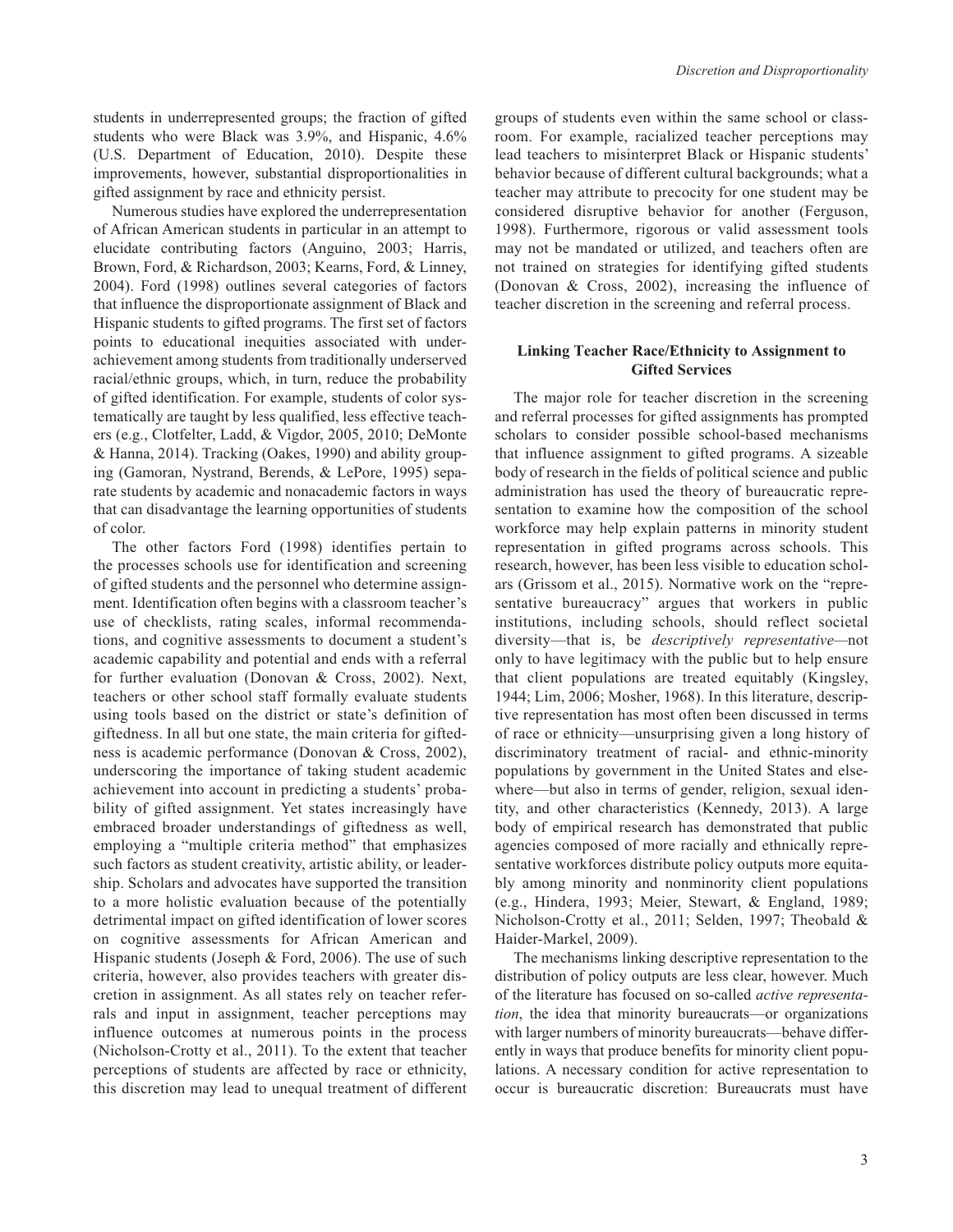students in underrepresented groups; the fraction of gifted students who were Black was 3.9%, and Hispanic, 4.6% (U.S. Department of Education, 2010). Despite these improvements, however, substantial disproportionalities in gifted assignment by race and ethnicity persist.

Numerous studies have explored the underrepresentation of African American students in particular in an attempt to elucidate contributing factors (Anguino, 2003; Harris, Brown, Ford, & Richardson, 2003; Kearns, Ford, & Linney, 2004). Ford (1998) outlines several categories of factors that influence the disproportionate assignment of Black and Hispanic students to gifted programs. The first set of factors points to educational inequities associated with underachievement among students from traditionally underserved racial/ethnic groups, which, in turn, reduce the probability of gifted identification. For example, students of color systematically are taught by less qualified, less effective teachers (e.g., Clotfelter, Ladd, & Vigdor, 2005, 2010; DeMonte & Hanna, 2014). Tracking (Oakes, 1990) and ability grouping (Gamoran, Nystrand, Berends, & LePore, 1995) separate students by academic and nonacademic factors in ways that can disadvantage the learning opportunities of students of color.

The other factors Ford (1998) identifies pertain to the processes schools use for identification and screening of gifted students and the personnel who determine assignment. Identification often begins with a classroom teacher's use of checklists, rating scales, informal recommendations, and cognitive assessments to document a student's academic capability and potential and ends with a referral for further evaluation (Donovan & Cross, 2002). Next, teachers or other school staff formally evaluate students using tools based on the district or state's definition of giftedness. In all but one state, the main criteria for giftedness is academic performance (Donovan & Cross, 2002), underscoring the importance of taking student academic achievement into account in predicting a students' probability of gifted assignment. Yet states increasingly have embraced broader understandings of giftedness as well, employing a "multiple criteria method" that emphasizes such factors as student creativity, artistic ability, or leadership. Scholars and advocates have supported the transition to a more holistic evaluation because of the potentially detrimental impact on gifted identification of lower scores on cognitive assessments for African American and Hispanic students (Joseph & Ford, 2006). The use of such criteria, however, also provides teachers with greater discretion in assignment. As all states rely on teacher referrals and input in assignment, teacher perceptions may influence outcomes at numerous points in the process (Nicholson-Crotty et al., 2011). To the extent that teacher perceptions of students are affected by race or ethnicity, this discretion may lead to unequal treatment of different groups of students even within the same school or classroom. For example, racialized teacher perceptions may lead teachers to misinterpret Black or Hispanic students' behavior because of different cultural backgrounds; what a teacher may attribute to precocity for one student may be considered disruptive behavior for another (Ferguson, 1998). Furthermore, rigorous or valid assessment tools may not be mandated or utilized, and teachers often are not trained on strategies for identifying gifted students (Donovan & Cross, 2002), increasing the influence of teacher discretion in the screening and referral process.

### Linking Teacher Race/Ethnicity to Assignment to Gifted Services

The major role for teacher discretion in the screening and referral processes for gifted assignments has prompted scholars to consider possible school-based mechanisms that influence assignment to gifted programs. A sizeable body of research in the fields of political science and public administration has used the theory of bureaucratic representation to examine how the composition of the school workforce may help explain patterns in minority student representation in gifted programs across schools. This research, however, has been less visible to education scholars (Grissom et al., 2015). Normative work on the "representative bureaucracy" argues that workers in public institutions, including schools, should reflect societal diversity—that is, be *descriptively representative*—not only to have legitimacy with the public but to help ensure that client populations are treated equitably (Kingsley, 1944; Lim, 2006; Mosher, 1968). In this literature, descriptive representation has most often been discussed in terms of race or ethnicity—unsurprising given a long history of discriminatory treatment of racial- and ethnic-minority populations by government in the United States and elsewhere—but also in terms of gender, religion, sexual identity, and other characteristics (Kennedy, 2013). A large body of empirical research has demonstrated that public agencies composed of more racially and ethnically representative workforces distribute policy outputs more equitably among minority and nonminority client populations (e.g., Hindera, 1993; Meier, Stewart, & England, 1989; Nicholson-Crotty et al., 2011; Selden, 1997; Theobald & Haider-Markel, 2009).

The mechanisms linking descriptive representation to the distribution of policy outputs are less clear, however. Much of the literature has focused on so-called *active representation*, the idea that minority bureaucrats—or organizations with larger numbers of minority bureaucrats—behave differently in ways that produce benefits for minority client populations. A necessary condition for active representation to occur is bureaucratic discretion: Bureaucrats must have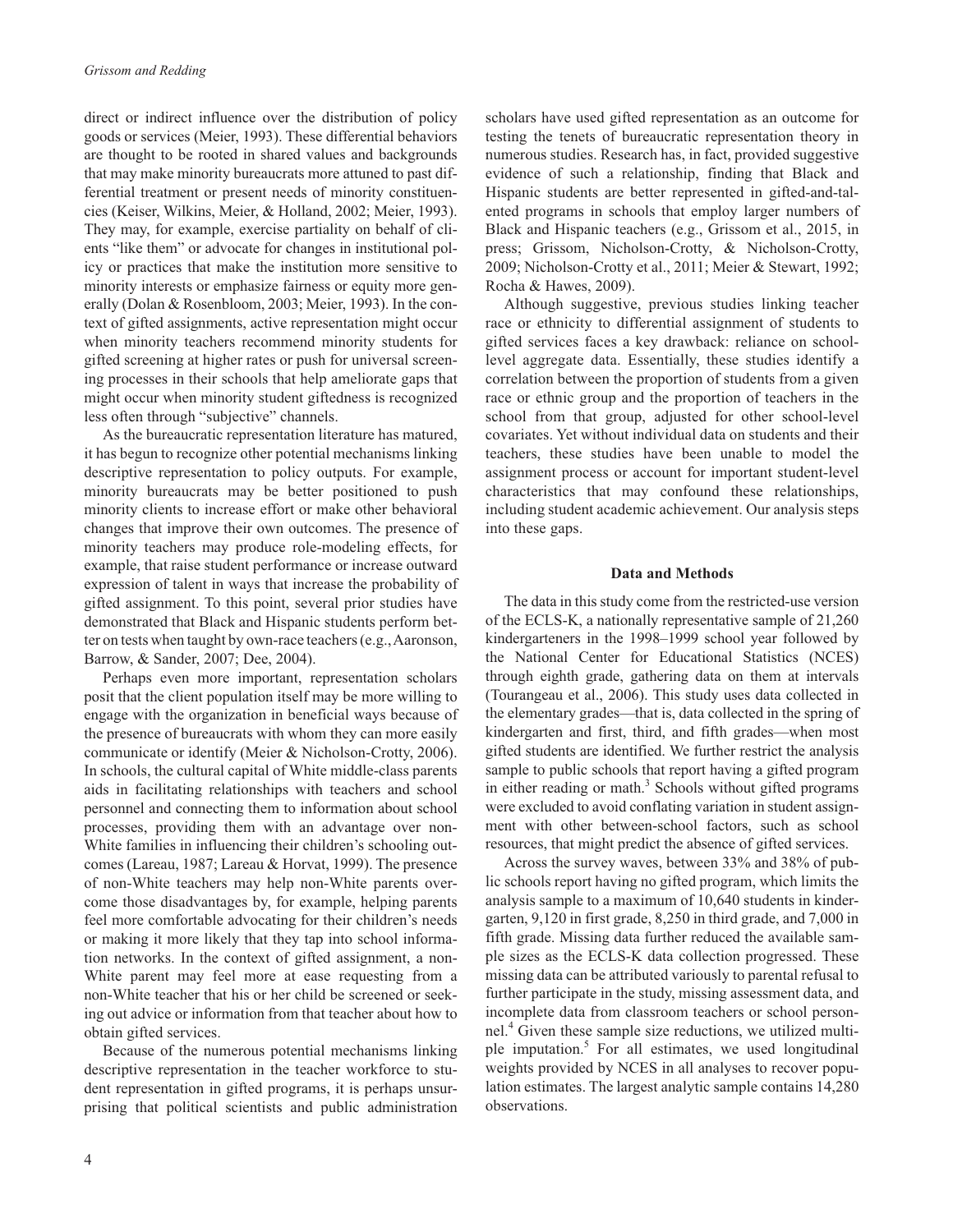direct or indirect influence over the distribution of policy goods or services (Meier, 1993). These differential behaviors are thought to be rooted in shared values and backgrounds that may make minority bureaucrats more attuned to past differential treatment or present needs of minority constituencies (Keiser, Wilkins, Meier, & Holland, 2002; Meier, 1993). They may, for example, exercise partiality on behalf of clients "like them" or advocate for changes in institutional policy or practices that make the institution more sensitive to minority interests or emphasize fairness or equity more generally (Dolan & Rosenbloom, 2003; Meier, 1993). In the context of gifted assignments, active representation might occur when minority teachers recommend minority students for gifted screening at higher rates or push for universal screening processes in their schools that help ameliorate gaps that might occur when minority student giftedness is recognized less often through "subjective" channels.

As the bureaucratic representation literature has matured, it has begun to recognize other potential mechanisms linking descriptive representation to policy outputs. For example, minority bureaucrats may be better positioned to push minority clients to increase effort or make other behavioral changes that improve their own outcomes. The presence of minority teachers may produce role-modeling effects, for example, that raise student performance or increase outward expression of talent in ways that increase the probability of gifted assignment. To this point, several prior studies have demonstrated that Black and Hispanic students perform better on tests when taught by own-race teachers (e.g., Aaronson, Barrow, & Sander, 2007; Dee, 2004).

Perhaps even more important, representation scholars posit that the client population itself may be more willing to engage with the organization in beneficial ways because of the presence of bureaucrats with whom they can more easily communicate or identify (Meier & Nicholson-Crotty, 2006). In schools, the cultural capital of White middle-class parents aids in facilitating relationships with teachers and school personnel and connecting them to information about school processes, providing them with an advantage over non-White families in influencing their children's schooling outcomes (Lareau, 1987; Lareau & Horvat, 1999). The presence of non-White teachers may help non-White parents overcome those disadvantages by, for example, helping parents feel more comfortable advocating for their children's needs or making it more likely that they tap into school information networks. In the context of gifted assignment, a non-White parent may feel more at ease requesting from a non-White teacher that his or her child be screened or seeking out advice or information from that teacher about how to obtain gifted services.

Because of the numerous potential mechanisms linking descriptive representation in the teacher workforce to student representation in gifted programs, it is perhaps unsurprising that political scientists and public administration scholars have used gifted representation as an outcome for testing the tenets of bureaucratic representation theory in numerous studies. Research has, in fact, provided suggestive evidence of such a relationship, finding that Black and Hispanic students are better represented in gifted-and-talented programs in schools that employ larger numbers of Black and Hispanic teachers (e.g., Grissom et al., 2015, in press; Grissom, Nicholson-Crotty, & Nicholson-Crotty, 2009; Nicholson-Crotty et al., 2011; Meier & Stewart, 1992; Rocha & Hawes, 2009).

Although suggestive, previous studies linking teacher race or ethnicity to differential assignment of students to gifted services faces a key drawback: reliance on school-level aggregate data. Essentially, these studies identify a correlation between the proportion of students from a given race or ethnic group and the proportion of teachers in the school from that group, adjusted for other school-level covariates. Yet without individual data on students and their teachers, these studies have been unable to model the assignment process or account for important student-level characteristics that may confound these relationships, including student academic achievement. Our analysis steps into these gaps.

## Data and Methods

The data in this study come from the restricted-use version of the ECLS-K, a nationally representative sample of 21,260 kindergarteners in the 1998–1999 school year followed by the National Center for Educational Statistics (NCES) through eighth grade, gathering data on them at intervals (Tourangeau et al., 2006). This study uses data collected in the elementary grades—that is, data collected in the spring of kindergarten and first, third, and fifth grades—when most gifted students are identified. We further restrict the analysis sample to public schools that report having a gifted program in either reading or math.[3] Schools without gifted programs were excluded to avoid conflating variation in student assignment with other between-school factors, such as school resources, that might predict the absence of gifted services.

Across the survey waves, between 33% and 38% of public schools report having no gifted program, which limits the analysis sample to a maximum of 10,640 students in kindergarten, 9,120 in first grade, 8,250 in third grade, and 7,000 in fifth grade. Missing data further reduced the available sample sizes as the ECLS-K data collection progressed. These missing data can be attributed variously to parental refusal to further participate in the study, missing assessment data, and incomplete data from classroom teachers or school personnel.[4] Given these sample size reductions, we utilized multiple imputation.[5] For all estimates, we used longitudinal weights provided by NCES in all analyses to recover population estimates. The largest analytic sample contains 14,280 observations.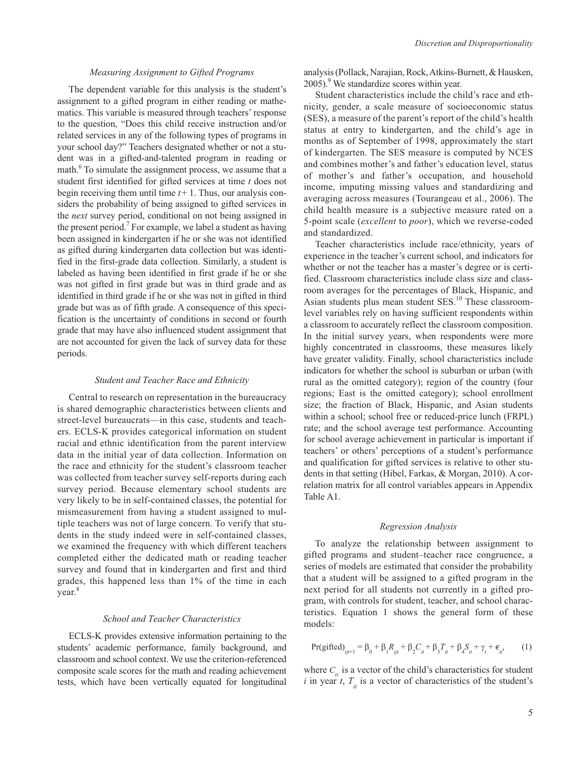### *Measuring Assignment to Gifted Programs*

The dependent variable for this analysis is the student's assignment to a gifted program in either reading or mathematics. This variable is measured through teachers' response to the question, "Does this child receive instruction and/or related services in any of the following types of programs in your school day?" Teachers designated whether or not a student was in a gifted-and-talented program in reading or math.[6] To simulate the assignment process, we assume that a student first identified for gifted services at time $t$ does not begin receiving them until time $t + 1$. Thus, our analysis considers the probability of being assigned to gifted services in the *next* survey period, conditional on not being assigned in the present period.[7] For example, we label a student as having been assigned in kindergarten if he or she was not identified as gifted during kindergarten data collection but was identified in the first-grade data collection. Similarly, a student is labeled as having been identified in first grade if he or she was not gifted in first grade but was in third grade and as identified in third grade if he or she was not in gifted in third grade but was as of fifth grade. A consequence of this specification is the uncertainty of conditions in second or fourth grade that may have also influenced student assignment that are not accounted for given the lack of survey data for these periods.

### *Student and Teacher Race and Ethnicity*

Central to research on representation in the bureaucracy is shared demographic characteristics between clients and street-level bureaucrats—in this case, students and teachers. ECLS-K provides categorical information on student racial and ethnic identification from the parent interview data in the initial year of data collection. Information on the race and ethnicity for the student's classroom teacher was collected from teacher survey self-reports during each survey period. Because elementary school students are very likely to be in self-contained classes, the potential for mismeasurement from having a student assigned to multiple teachers was not of large concern. To verify that students in the study indeed were in self-contained classes, we examined the frequency with which different teachers completed either the dedicated math or reading teacher survey and found that in kindergarten and first and third grades, this happened less than 1% of the time in each year.[8]

### *School and Teacher Characteristics*

ECLS-K provides extensive information pertaining to the students' academic performance, family background, and classroom and school context. We use the criterion-referenced composite scale scores for the math and reading achievement tests, which have been vertically equated for longitudinal analysis (Pollack, Narajian, Rock, Atkins-Burnett, & Hausken, 2005).[9] We standardize scores within year.

Student characteristics include the child's race and ethnicity, gender, a scale measure of socioeconomic status (SES), a measure of the parent's report of the child's health status at entry to kindergarten, and the child's age in months as of September of 1998, approximately the start of kindergarten. The SES measure is computed by NCES and combines mother's and father's education level, status of mother's and father's occupation, and household income, imputing missing values and standardizing and averaging across measures (Tourangeau et al., 2006). The child health measure is a subjective measure rated on a 5-point scale (*excellent* to *poor*), which we reverse-coded and standardized.

Teacher characteristics include race/ethnicity, years of experience in the teacher's current school, and indicators for whether or not the teacher has a master's degree or is certified. Classroom characteristics include class size and classroom averages for the percentages of Black, Hispanic, and Asian students plus mean student SES.[10] These classroom-level variables rely on having sufficient respondents within a classroom to accurately reflect the classroom composition. In the initial survey years, when respondents were more highly concentrated in classrooms, these measures likely have greater validity. Finally, school characteristics include indicators for whether the school is suburban or urban (with rural as the omitted category); region of the country (four regions; East is the omitted category); school enrollment size; the fraction of Black, Hispanic, and Asian students within a school; school free or reduced-price lunch (FRPL) rate; and the school average test performance. Accounting for school average achievement in particular is important if teachers' or others' perceptions of a student's performance and qualification for gifted services is relative to other students in that setting (Hibel, Farkas, & Morgan, 2010). A correlation matrix for all control variables appears in Appendix Table A1.

### *Regression Analysis*

To analyze the relationship between assignment to gifted programs and student–teacher race congruence, a series of models are estimated that consider the probability that a student will be assigned to a gifted program in the next period for all students not currently in a gifted program, with controls for student, teacher, and school characteristics. Equation 1 shows the general form of these models:

$$\Pr(\text{gifted})_{ijt+1} = \beta_0 + \beta_1 R_{ijt} + \beta_2 C_{it} + \beta_3 T_{it} + \beta_4 S_{it} + \gamma_t + \epsilon_{it}, \qquad (1)$$

where $C_{it}$ is a vector of the child's characteristics for student $i$ in year $t$, $T_{it}$ is a vector of characteristics of the student's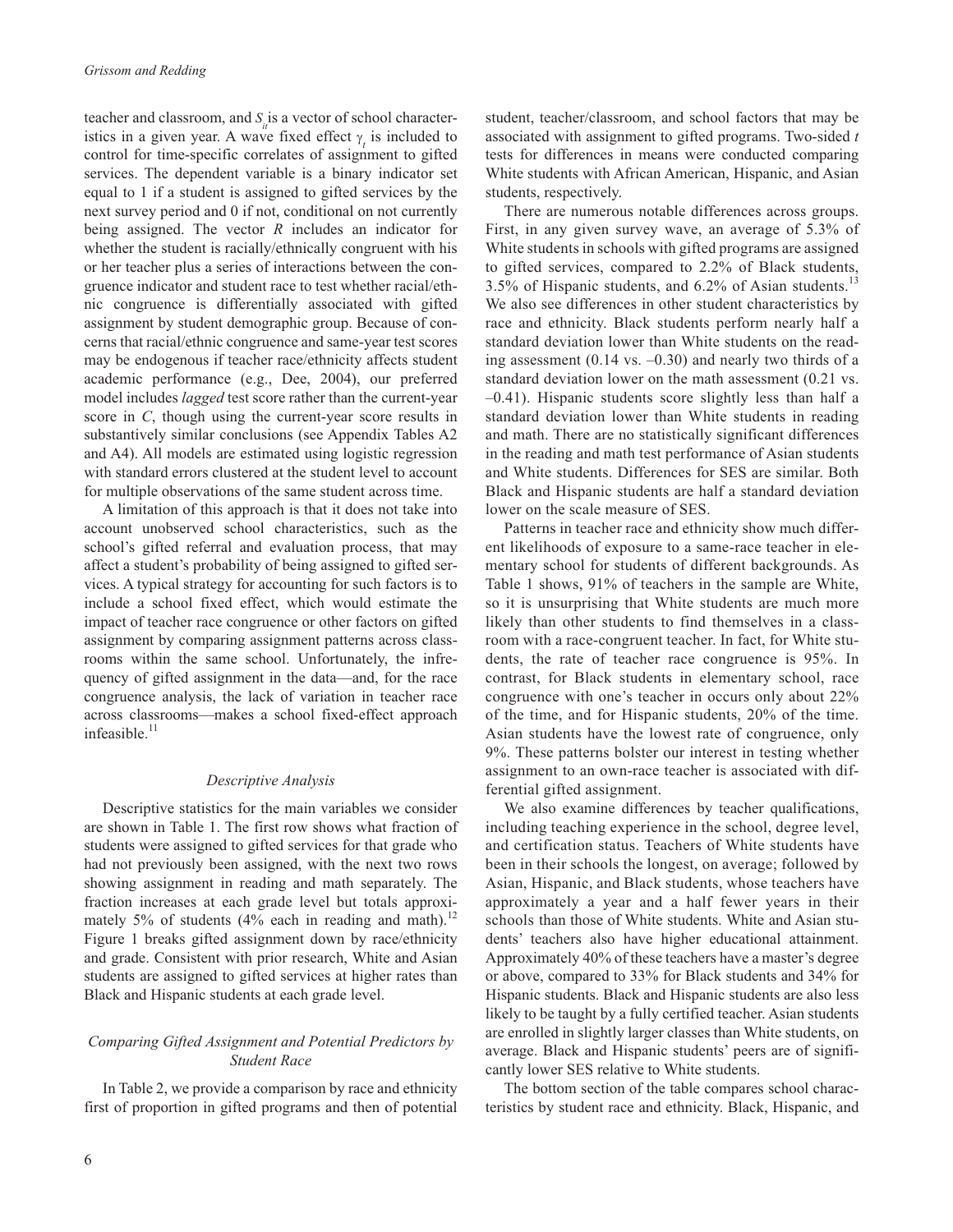teacher and classroom, and $S_{it}$ is a vector of school characteristics in a given year. A wave fixed effect $\gamma_t$ is included to control for time-specific correlates of assignment to gifted services. The dependent variable is a binary indicator set equal to 1 if a student is assigned to gifted services by the next survey period and 0 if not, conditional on not currently being assigned. The vector $R$ includes an indicator for whether the student is racially/ethnically congruent with his or her teacher plus a series of interactions between the congruence indicator and student race to test whether racial/ethnic congruence is differentially associated with gifted assignment by student demographic group. Because of concerns that racial/ethnic congruence and same-year test scores may be endogenous if teacher race/ethnicity affects student academic performance (e.g., Dee, 2004), our preferred model includes *lagged* test score rather than the current-year score in $C$, though using the current-year score results in substantively similar conclusions (see Appendix Tables A2 and A4). All models are estimated using logistic regression with standard errors clustered at the student level to account for multiple observations of the same student across time.

A limitation of this approach is that it does not take into account unobserved school characteristics, such as the school's gifted referral and evaluation process, that may affect a student's probability of being assigned to gifted services. A typical strategy for accounting for such factors is to include a school fixed effect, which would estimate the impact of teacher race congruence or other factors on gifted assignment by comparing assignment patterns across classrooms within the same school. Unfortunately, the infrequency of gifted assignment in the data—and, for the race congruence analysis, the lack of variation in teacher race across classrooms—makes a school fixed-effect approach infeasible.[11]

### *Descriptive Analysis*

Descriptive statistics for the main variables we consider are shown in Table 1. The first row shows what fraction of students were assigned to gifted services for that grade who had not previously been assigned, with the next two rows showing assignment in reading and math separately. The fraction increases at each grade level but totals approximately 5% of students (4% each in reading and math).[12] Figure 1 breaks gifted assignment down by race/ethnicity and grade. Consistent with prior research, White and Asian students are assigned to gifted services at higher rates than Black and Hispanic students at each grade level.

### *Comparing Gifted Assignment and Potential Predictors by Student Race*

In Table 2, we provide a comparison by race and ethnicity first of proportion in gifted programs and then of potential student, teacher/classroom, and school factors that may be associated with assignment to gifted programs. Two-sided *t* tests for differences in means were conducted comparing White students with African American, Hispanic, and Asian students, respectively.

There are numerous notable differences across groups. First, in any given survey wave, an average of 5.3% of White students in schools with gifted programs are assigned to gifted services, compared to 2.2% of Black students, 3.5% of Hispanic students, and 6.2% of Asian students.[13] We also see differences in other student characteristics by race and ethnicity. Black students perform nearly half a standard deviation lower than White students on the reading assessment (0.14 vs. –0.30) and nearly two thirds of a standard deviation lower on the math assessment (0.21 vs. –0.41). Hispanic students score slightly less than half a standard deviation lower than White students in reading and math. There are no statistically significant differences in the reading and math test performance of Asian students and White students. Differences for SES are similar. Both Black and Hispanic students are half a standard deviation lower on the scale measure of SES.

Patterns in teacher race and ethnicity show much different likelihoods of exposure to a same-race teacher in elementary school for students of different backgrounds. As Table 1 shows, 91% of teachers in the sample are White, so it is unsurprising that White students are much more likely than other students to find themselves in a classroom with a race-congruent teacher. In fact, for White students, the rate of teacher race congruence is 95%. In contrast, for Black students in elementary school, race congruence with one's teacher in occurs only about 22% of the time, and for Hispanic students, 20% of the time. Asian students have the lowest rate of congruence, only 9%. These patterns bolster our interest in testing whether assignment to an own-race teacher is associated with differential gifted assignment.

We also examine differences by teacher qualifications, including teaching experience in the school, degree level, and certification status. Teachers of White students have been in their schools the longest, on average; followed by Asian, Hispanic, and Black students, whose teachers have approximately a year and a half fewer years in their schools than those of White students. White and Asian students' teachers also have higher educational attainment. Approximately 40% of these teachers have a master's degree or above, compared to 33% for Black students and 34% for Hispanic students. Black and Hispanic students are also less likely to be taught by a fully certified teacher. Asian students are enrolled in slightly larger classes than White students, on average. Black and Hispanic students' peers are of significantly lower SES relative to White students.

The bottom section of the table compares school characteristics by student race and ethnicity. Black, Hispanic, and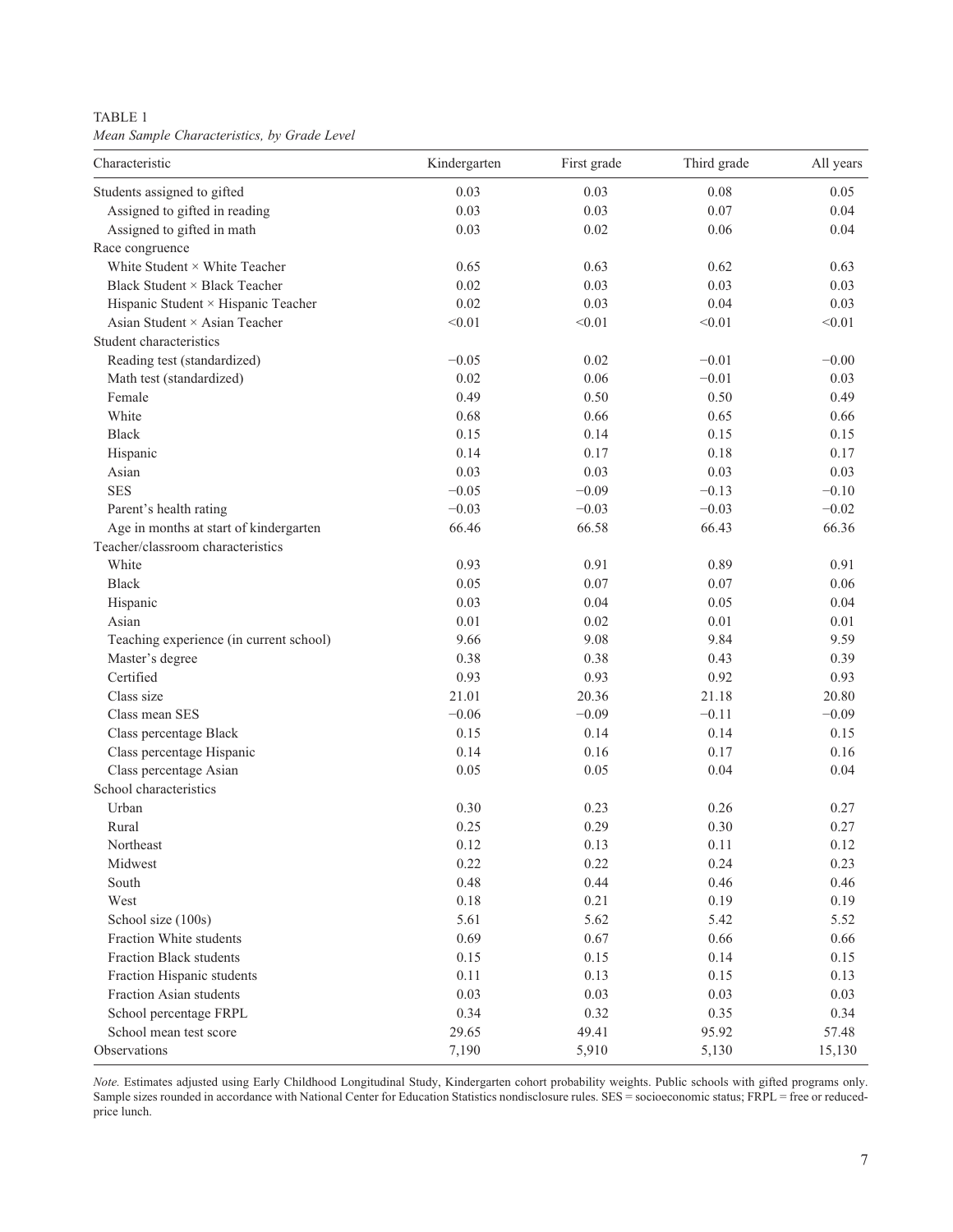TABLE 1

*Mean Sample Characteristics, by Grade Level*

| Characteristic | Kindergarten | First grade | Third grade | All years |
|---|---|---|---|---|
| Students assigned to gifted | 0.03 | 0.03 | 0.08 | 0.05 |
| Assigned to gifted in reading | 0.03 | 0.03 | 0.07 | 0.04 |
| Assigned to gifted in math | 0.03 | 0.02 | 0.06 | 0.04 |
| Race congruence | | | | |
| White Student × White Teacher | 0.65 | 0.63 | 0.62 | 0.63 |
| Black Student × Black Teacher | 0.02 | 0.03 | 0.03 | 0.03 |
| Hispanic Student × Hispanic Teacher | 0.02 | 0.03 | 0.04 | 0.03 |
| Asian Student × Asian Teacher | <0.01 | <0.01 | <0.01 | <0.01 |
| Student characteristics | | | | |
| Reading test (standardized) | −0.05 | 0.02 | −0.01 | −0.00 |
| Math test (standardized) | 0.02 | 0.06 | −0.01 | 0.03 |
| Female | 0.49 | 0.50 | 0.50 | 0.49 |
| White | 0.68 | 0.66 | 0.65 | 0.66 |
| Black | 0.15 | 0.14 | 0.15 | 0.15 |
| Hispanic | 0.14 | 0.17 | 0.18 | 0.17 |
| Asian | 0.03 | 0.03 | 0.03 | 0.03 |
| SES | −0.05 | −0.09 | −0.13 | −0.10 |
| Parent's health rating | −0.03 | −0.03 | −0.03 | −0.02 |
| Age in months at start of kindergarten | 66.46 | 66.58 | 66.43 | 66.36 |
| Teacher/classroom characteristics | | | | |
| White | 0.93 | 0.91 | 0.89 | 0.91 |
| Black | 0.05 | 0.07 | 0.07 | 0.06 |
| Hispanic | 0.03 | 0.04 | 0.05 | 0.04 |
| Asian | 0.01 | 0.02 | 0.01 | 0.01 |
| Teaching experience (in current school) | 9.66 | 9.08 | 9.84 | 9.59 |
| Master's degree | 0.38 | 0.38 | 0.43 | 0.39 |
| Certified | 0.93 | 0.93 | 0.92 | 0.93 |
| Class size | 21.01 | 20.36 | 21.18 | 20.80 |
| Class mean SES | −0.06 | −0.09 | −0.11 | −0.09 |
| Class percentage Black | 0.15 | 0.14 | 0.14 | 0.15 |
| Class percentage Hispanic | 0.14 | 0.16 | 0.17 | 0.16 |
| Class percentage Asian | 0.05 | 0.05 | 0.04 | 0.04 |
| School characteristics | | | | |
| Urban | 0.30 | 0.23 | 0.26 | 0.27 |
| Rural | 0.25 | 0.29 | 0.30 | 0.27 |
| Northeast | 0.12 | 0.13 | 0.11 | 0.12 |
| Midwest | 0.22 | 0.22 | 0.24 | 0.23 |
| South | 0.48 | 0.44 | 0.46 | 0.46 |
| West | 0.18 | 0.21 | 0.19 | 0.19 |
| School size (100s) | 5.61 | 5.62 | 5.42 | 5.52 |
| Fraction White students | 0.69 | 0.67 | 0.66 | 0.66 |
| Fraction Black students | 0.15 | 0.15 | 0.14 | 0.15 |
| Fraction Hispanic students | 0.11 | 0.13 | 0.15 | 0.13 |
| Fraction Asian students | 0.03 | 0.03 | 0.03 | 0.03 |
| School percentage FRPL | 0.34 | 0.32 | 0.35 | 0.34 |
| School mean test score | 29.65 | 49.41 | 95.92 | 57.48 |
| Observations | 7,190 | 5,910 | 5,130 | 15,130 |

*Note.* Estimates adjusted using Early Childhood Longitudinal Study, Kindergarten cohort probability weights. Public schools with gifted programs only. Sample sizes rounded in accordance with National Center for Education Statistics nondisclosure rules. SES = socioeconomic status; FRPL = free or reduced-price lunch.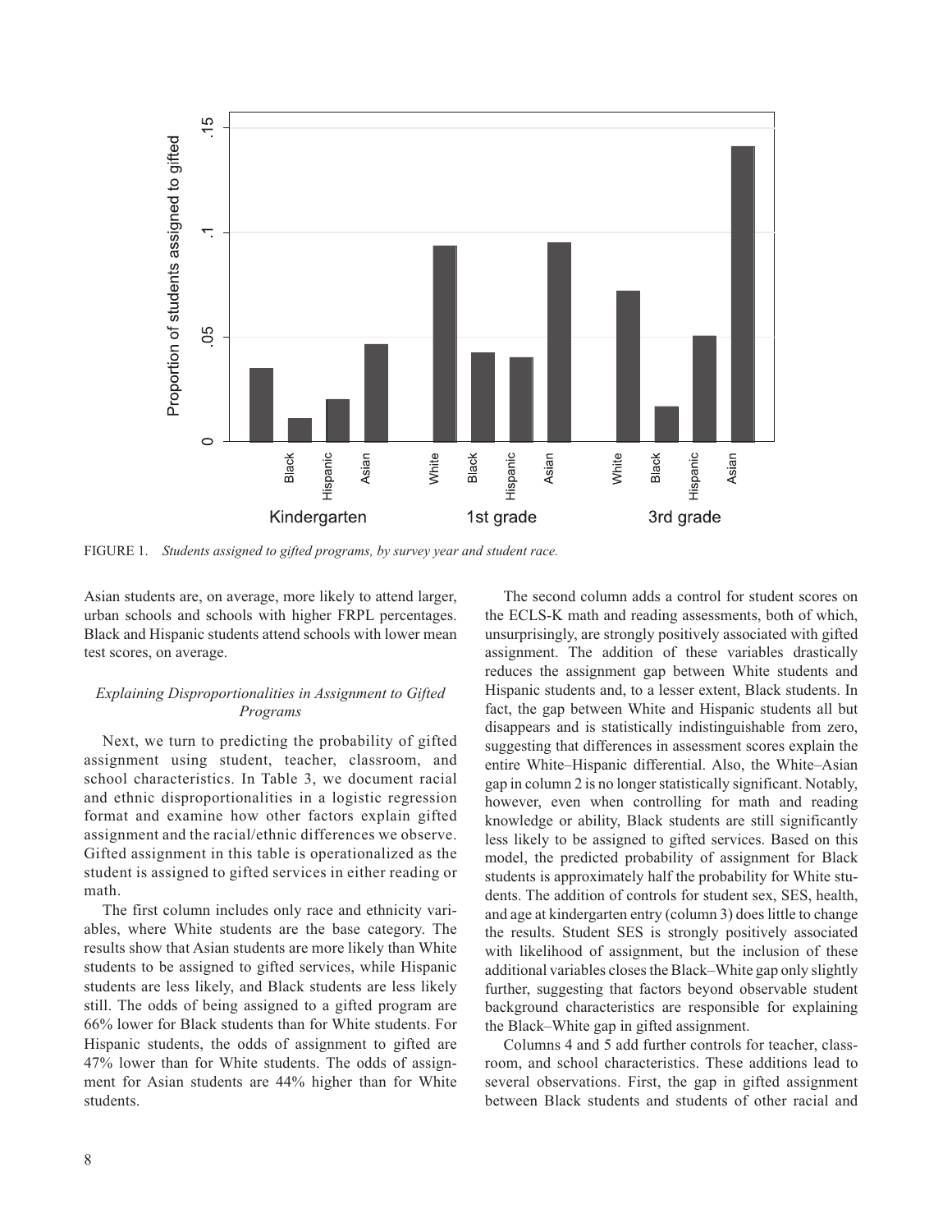FIGURE 1. *Students assigned to gifted programs, by survey year and student race.*

Asian students are, on average, more likely to attend larger, urban schools and schools with higher FRPL percentages. Black and Hispanic students attend schools with lower mean test scores, on average.

### *Explaining Disproportionalities in Assignment to Gifted Programs*

Next, we turn to predicting the probability of gifted assignment using student, teacher, classroom, and school characteristics. In Table 3, we document racial and ethnic disproportionalities in a logistic regression format and examine how other factors explain gifted assignment and the racial/ethnic differences we observe. Gifted assignment in this table is operationalized as the student is assigned to gifted services in either reading or math.

The first column includes only race and ethnicity variables, where White students are the base category. The results show that Asian students are more likely than White students to be assigned to gifted services, while Hispanic students are less likely, and Black students are less likely still. The odds of being assigned to a gifted program are 66% lower for Black students than for White students. For Hispanic students, the odds of assignment to gifted are 47% lower than for White students. The odds of assignment for Asian students are 44% higher than for White students.

The second column adds a control for student scores on the ECLS-K math and reading assessments, both of which, unsurprisingly, are strongly positively associated with gifted assignment. The addition of these variables drastically reduces the assignment gap between White students and Hispanic students and, to a lesser extent, Black students. In fact, the gap between White and Hispanic students all but disappears and is statistically indistinguishable from zero, suggesting that differences in assessment scores explain the entire White–Hispanic differential. Also, the White–Asian gap in column 2 is no longer statistically significant. Notably, however, even when controlling for math and reading knowledge or ability, Black students are still significantly less likely to be assigned to gifted services. Based on this model, the predicted probability of assignment for Black students is approximately half the probability for White students. The addition of controls for student sex, SES, health, and age at kindergarten entry (column 3) does little to change the results. Student SES is strongly positively associated with likelihood of assignment, but the inclusion of these additional variables closes the Black–White gap only slightly further, suggesting that factors beyond observable student background characteristics are responsible for explaining the Black–White gap in gifted assignment.

Columns 4 and 5 add further controls for teacher, classroom, and school characteristics. These additions lead to several observations. First, the gap in gifted assignment between Black students and students of other racial and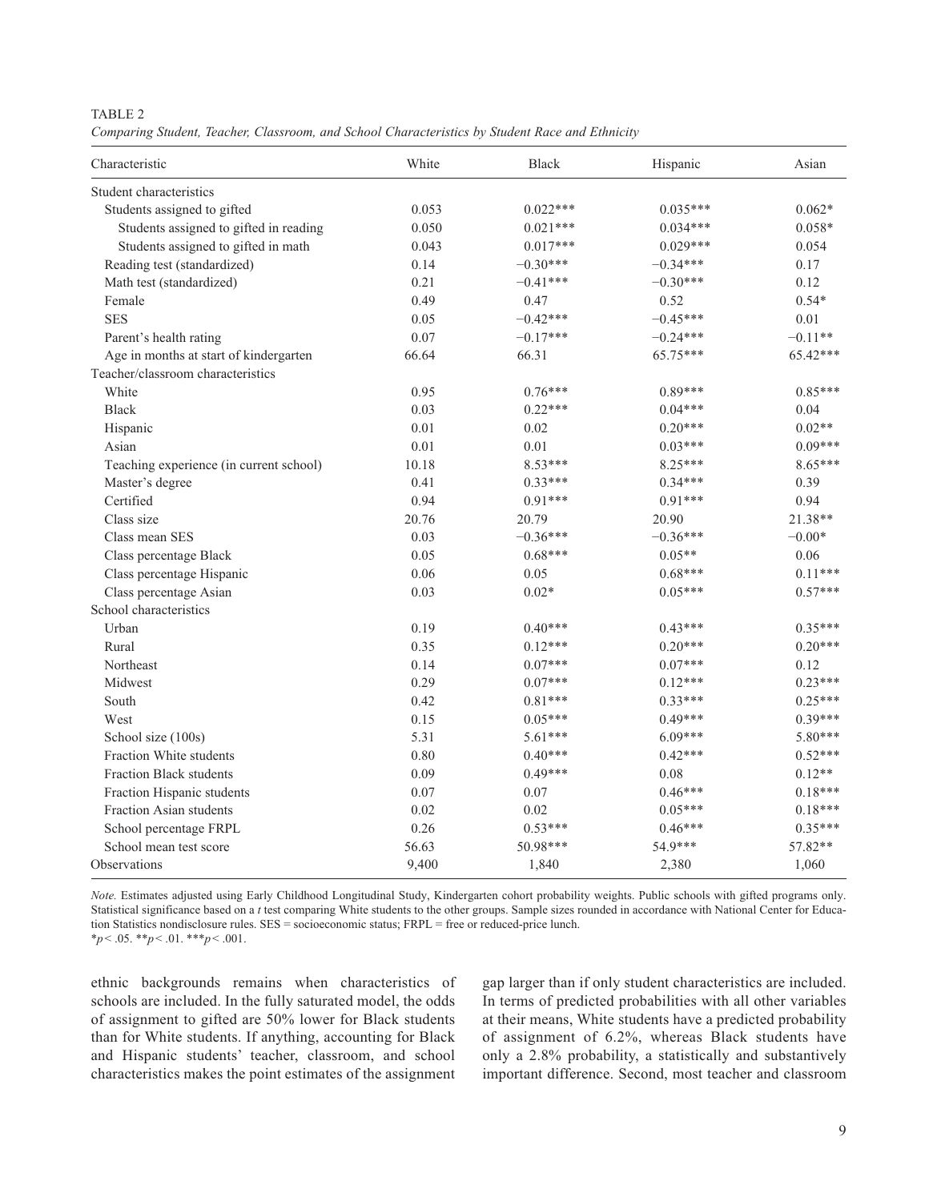TABLE 2

*Comparing Student, Teacher, Classroom, and School Characteristics by Student Race and Ethnicity*

| Characteristic | White | Black | Hispanic | Asian |
|---|---|---|---|---|
| Student characteristics | | | | |
| Students assigned to gifted | 0.053 | 0.022*** | 0.035*** | 0.062* |
| Students assigned to gifted in reading | 0.050 | 0.021*** | 0.034*** | 0.058* |
| Students assigned to gifted in math | 0.043 | 0.017*** | 0.029*** | 0.054 |
| Reading test (standardized) | 0.14 | −0.30*** | −0.34*** | 0.17 |
| Math test (standardized) | 0.21 | −0.41*** | −0.30*** | 0.12 |
| Female | 0.49 | 0.47 | 0.52 | 0.54* |
| SES | 0.05 | −0.42*** | −0.45*** | 0.01 |
| Parent's health rating | 0.07 | −0.17*** | −0.24*** | −0.11** |
| Age in months at start of kindergarten | 66.64 | 66.31 | 65.75*** | 65.42*** |
| Teacher/classroom characteristics | | | | |
| White | 0.95 | 0.76*** | 0.89*** | 0.85*** |
| Black | 0.03 | 0.22*** | 0.04*** | 0.04 |
| Hispanic | 0.01 | 0.02 | 0.20*** | 0.02** |
| Asian | 0.01 | 0.01 | 0.03*** | 0.09*** |
| Teaching experience (in current school) | 10.18 | 8.53*** | 8.25*** | 8.65*** |
| Master's degree | 0.41 | 0.33*** | 0.34*** | 0.39 |
| Certified | 0.94 | 0.91*** | 0.91*** | 0.94 |
| Class size | 20.76 | 20.79 | 20.90 | 21.38** |
| Class mean SES | 0.03 | −0.36*** | −0.36*** | −0.00* |
| Class percentage Black | 0.05 | 0.68*** | 0.05** | 0.06 |
| Class percentage Hispanic | 0.06 | 0.05 | 0.68*** | 0.11*** |
| Class percentage Asian | 0.03 | 0.02* | 0.05*** | 0.57*** |
| School characteristics | | | | |
| Urban | 0.19 | 0.40*** | 0.43*** | 0.35*** |
| Rural | 0.35 | 0.12*** | 0.20*** | 0.20*** |
| Northeast | 0.14 | 0.07*** | 0.07*** | 0.12 |
| Midwest | 0.29 | 0.07*** | 0.12*** | 0.23*** |
| South | 0.42 | 0.81*** | 0.33*** | 0.25*** |
| West | 0.15 | 0.05*** | 0.49*** | 0.39*** |
| School size (100s) | 5.31 | 5.61*** | 6.09*** | 5.80*** |
| Fraction White students | 0.80 | 0.40*** | 0.42*** | 0.52*** |
| Fraction Black students | 0.09 | 0.49*** | 0.08 | 0.12** |
| Fraction Hispanic students | 0.07 | 0.07 | 0.46*** | 0.18*** |
| Fraction Asian students | 0.02 | 0.02 | 0.05*** | 0.18*** |
| School percentage FRPL | 0.26 | 0.53*** | 0.46*** | 0.35*** |
| School mean test score | 56.63 | 50.98*** | 54.9*** | 57.82** |
| Observations | 9,400 | 1,840 | 2,380 | 1,060 |

*Note.* Estimates adjusted using Early Childhood Longitudinal Study, Kindergarten cohort probability weights. Public schools with gifted programs only. Statistical significance based on a *t* test comparing White students to the other groups. Sample sizes rounded in accordance with National Center for Education Statistics nondisclosure rules. SES = socioeconomic status; FRPL = free or reduced-price lunch.
$^{*}p < .05$. $^{**}p < .01$. $^{***}p < .001$.

ethnic backgrounds remains when characteristics of schools are included. In the fully saturated model, the odds of assignment to gifted are 50% lower for Black students than for White students. If anything, accounting for Black and Hispanic students' teacher, classroom, and school characteristics makes the point estimates of the assignment gap larger than if only student characteristics are included. In terms of predicted probabilities with all other variables at their means, White students have a predicted probability of assignment of 6.2%, whereas Black students have only a 2.8% probability, a statistically and substantively important difference. Second, most teacher and classroom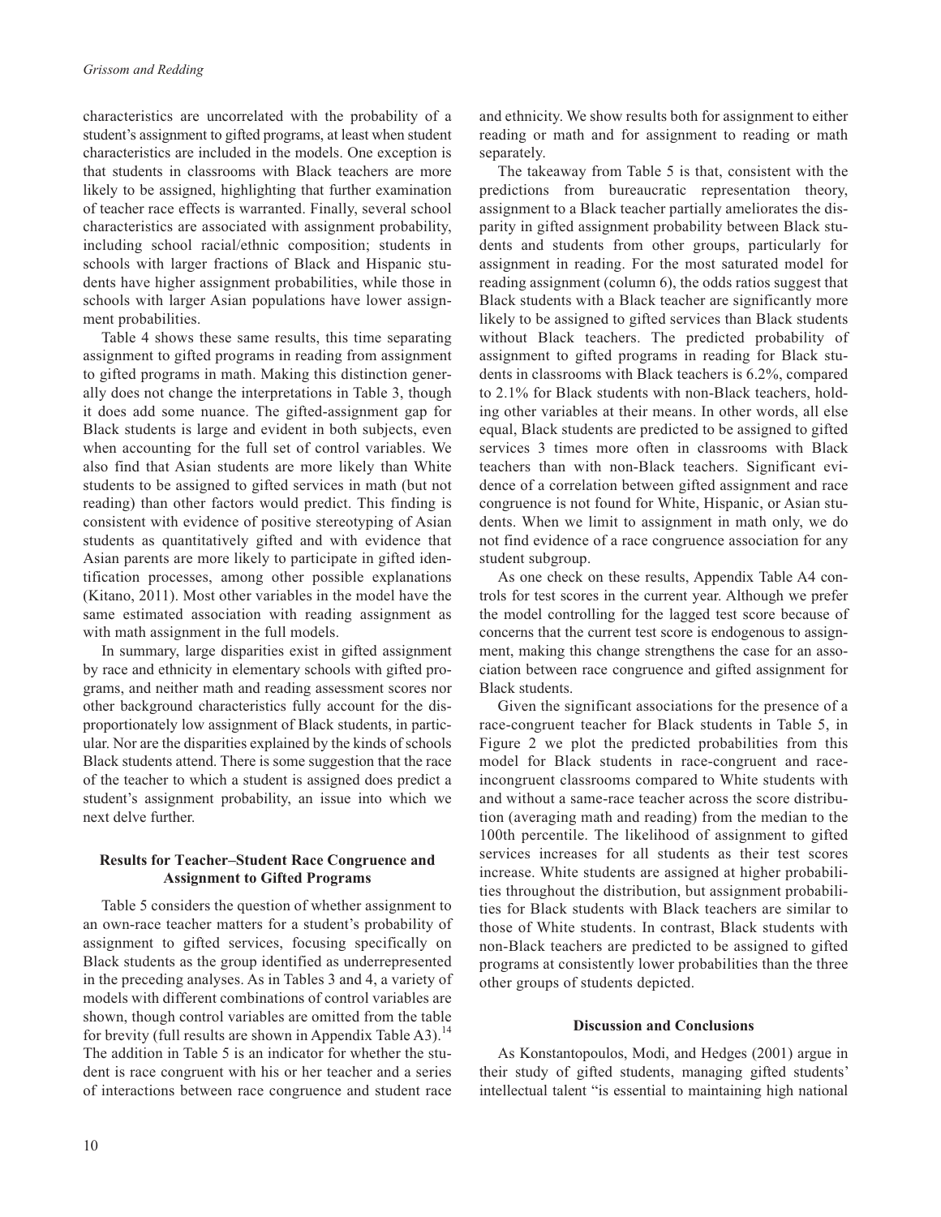characteristics are uncorrelated with the probability of a student's assignment to gifted programs, at least when student characteristics are included in the models. One exception is that students in classrooms with Black teachers are more likely to be assigned, highlighting that further examination of teacher race effects is warranted. Finally, several school characteristics are associated with assignment probability, including school racial/ethnic composition; students in schools with larger fractions of Black and Hispanic students have higher assignment probabilities, while those in schools with larger Asian populations have lower assignment probabilities.

Table 4 shows these same results, this time separating assignment to gifted programs in reading from assignment to gifted programs in math. Making this distinction generally does not change the interpretations in Table 3, though it does add some nuance. The gifted-assignment gap for Black students is large and evident in both subjects, even when accounting for the full set of control variables. We also find that Asian students are more likely than White students to be assigned to gifted services in math (but not reading) than other factors would predict. This finding is consistent with evidence of positive stereotyping of Asian students as quantitatively gifted and with evidence that Asian parents are more likely to participate in gifted identification processes, among other possible explanations (Kitano, 2011). Most other variables in the model have the same estimated association with reading assignment as with math assignment in the full models.

In summary, large disparities exist in gifted assignment by race and ethnicity in elementary schools with gifted programs, and neither math and reading assessment scores nor other background characteristics fully account for the disproportionately low assignment of Black students, in particular. Nor are the disparities explained by the kinds of schools Black students attend. There is some suggestion that the race of the teacher to which a student is assigned does predict a student's assignment probability, an issue into which we next delve further.

### Results for Teacher–Student Race Congruence and Assignment to Gifted Programs

Table 5 considers the question of whether assignment to an own-race teacher matters for a student's probability of assignment to gifted services, focusing specifically on Black students as the group identified as underrepresented in the preceding analyses. As in Tables 3 and 4, a variety of models with different combinations of control variables are shown, though control variables are omitted from the table for brevity (full results are shown in Appendix Table A3).[14] The addition in Table 5 is an indicator for whether the student is race congruent with his or her teacher and a series of interactions between race congruence and student race and ethnicity. We show results both for assignment to either reading or math and for assignment to reading or math separately.

The takeaway from Table 5 is that, consistent with the predictions from bureaucratic representation theory, assignment to a Black teacher partially ameliorates the disparity in gifted assignment probability between Black students and students from other groups, particularly for assignment in reading. For the most saturated model for reading assignment (column 6), the odds ratios suggest that Black students with a Black teacher are significantly more likely to be assigned to gifted services than Black students without Black teachers. The predicted probability of assignment to gifted programs in reading for Black students in classrooms with Black teachers is 6.2%, compared to 2.1% for Black students with non-Black teachers, holding other variables at their means. In other words, all else equal, Black students are predicted to be assigned to gifted services 3 times more often in classrooms with Black teachers than with non-Black teachers. Significant evidence of a correlation between gifted assignment and race congruence is not found for White, Hispanic, or Asian students. When we limit to assignment in math only, we do not find evidence of a race congruence association for any student subgroup.

As one check on these results, Appendix Table A4 controls for test scores in the current year. Although we prefer the model controlling for the lagged test score because of concerns that the current test score is endogenous to assignment, making this change strengthens the case for an association between race congruence and gifted assignment for Black students.

Given the significant associations for the presence of a race-congruent teacher for Black students in Table 5, in Figure 2 we plot the predicted probabilities from this model for Black students in race-congruent and race-incongruent classrooms compared to White students with and without a same-race teacher across the score distribution (averaging math and reading) from the median to the 100th percentile. The likelihood of assignment to gifted services increases for all students as their test scores increase. White students are assigned at higher probabilities throughout the distribution, but assignment probabilities for Black students with Black teachers are similar to those of White students. In contrast, Black students with non-Black teachers are predicted to be assigned to gifted programs at consistently lower probabilities than the three other groups of students depicted.

## Discussion and Conclusions

As Konstantopoulos, Modi, and Hedges (2001) argue in their study of gifted students, managing gifted students' intellectual talent "is essential to maintaining high national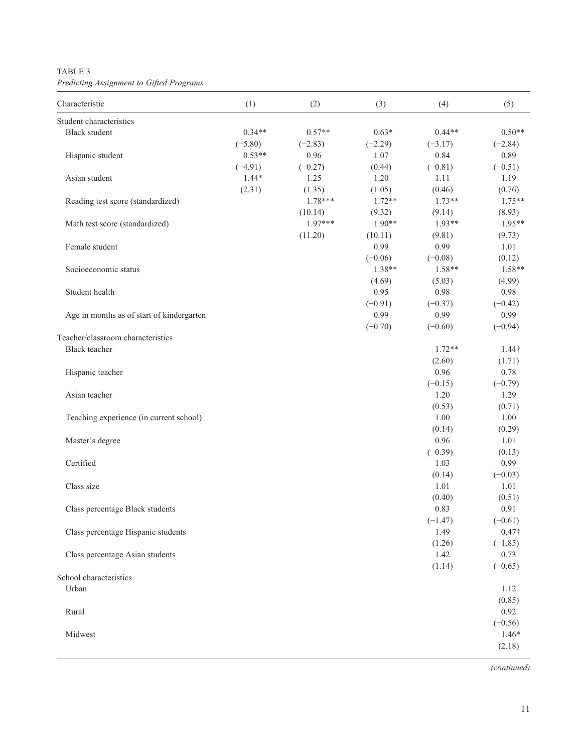TABLE 3

*Predicting Assignment to Gifted Programs*

| Characteristic | (1) | (2) | (3) | (4) | (5) |
|---|---|---|---|---|---|
| Student characteristics | | | | | |
| Black student | 0.34** | 0.57** | 0.63* | 0.44** | 0.50** |
| | (−5.80) | (−2.83) | (−2.29) | (−3.17) | (−2.84) |
| Hispanic student | 0.53** | 0.96 | 1.07 | 0.84 | 0.89 |
| | (−4.91) | (−0.27) | (0.44) | (−0.81) | (−0.51) |
| Asian student | 1.44* | 1.25 | 1.20 | 1.11 | 1.19 |
| | (2.31) | (1.35) | (1.05) | (0.46) | (0.76) |
| Reading test score (standardized) | | 1.78*** | 1.72** | 1.73** | 1.75** |
| | | (10.14) | (9.32) | (9.14) | (8.93) |
| Math test score (standardized) | | 1.97*** | 1.90** | 1.93** | 1.95** |
| | | (11.20) | (10.11) | (9.81) | (9.73) |
| Female student | | | 0.99 | 0.99 | 1.01 |
| | | | (−0.06) | (−0.08) | (0.12) |
| Socioeconomic status | | | 1.38** | 1.58** | 1.58** |
| | | | (4.69) | (5.03) | (4.99) |
| Student health | | | 0.95 | 0.98 | 0.98 |
| | | | (−0.91) | (−0.37) | (−0.42) |
| Age in months as of start of kindergarten | | | 0.99 | 0.99 | 0.99 |
| | | | (−0.70) | (−0.60) | (−0.94) |
| Teacher/classroom characteristics | | | | | |
| Black teacher | | | | 1.72** | 1.44† |
| | | | | (2.60) | (1.71) |
| Hispanic teacher | | | | 0.96 | 0.78 |
| | | | | (−0.15) | (−0.79) |
| Asian teacher | | | | 1.20 | 1.29 |
| | | | | (0.53) | (0.71) |
| Teaching experience (in current school) | | | | 1.00 | 1.00 |
| | | | | (0.14) | (0.29) |
| Master's degree | | | | 0.96 | 1.01 |
| | | | | (−0.39) | (0.13) |
| Certified | | | | 1.03 | 0.99 |
| | | | | (0.14) | (−0.03) |
| Class size | | | | 1.01 | 1.01 |
| | | | | (0.40) | (0.51) |
| Class percentage Black students | | | | 0.83 | 0.91 |
| | | | | (−1.47) | (−0.61) |
| Class percentage Hispanic students | | | | 1.49 | 0.47† |
| | | | | (1.26) | (−1.85) |
| Class percentage Asian students | | | | 1.42 | 0.73 |
| | | | | (1.14) | (−0.65) |
| School characteristics | | | | | |
| Urban | | | | | 1.12 |
| | | | | | (0.85) |
| Rural | | | | | 0.92 |
| | | | | | (−0.56) |
| Midwest | | | | | 1.46* |
| | | | | | (2.18) |

*(continued)*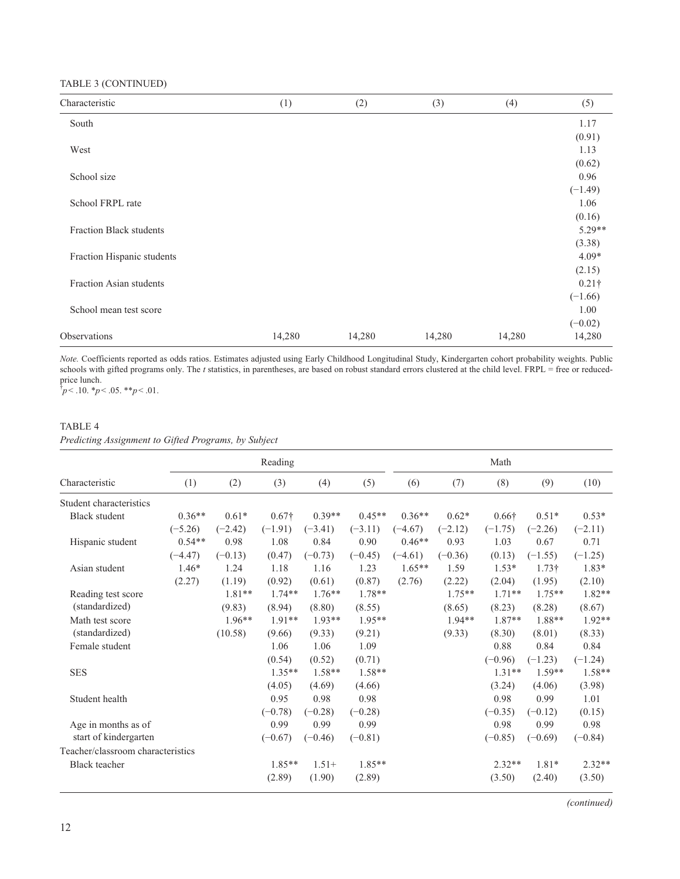TABLE 3 (CONTINUED)

| Characteristic | (1) | (2) | (3) | (4) | (5) |
|---|---|---|---|---|---|
| South | | | | | 1.17 |
| | | | | | (0.91) |
| West | | | | | 1.13 |
| | | | | | (0.62) |
| School size | | | | | 0.96 |
| | | | | | (−1.49) |
| School FRPL rate | | | | | 1.06 |
| | | | | | (0.16) |
| Fraction Black students | | | | | 5.29** |
| | | | | | (3.38) |
| Fraction Hispanic students | | | | | 4.09* |
| | | | | | (2.15) |
| Fraction Asian students | | | | | 0.21† |
| | | | | | (−1.66) |
| School mean test score | | | | | 1.00 |
| | | | | | (−0.02) |
| Observations | 14,280 | 14,280 | 14,280 | 14,280 | 14,280 |

*Note.* Coefficients reported as odds ratios. Estimates adjusted using Early Childhood Longitudinal Study, Kindergarten cohort probability weights. Public schools with gifted programs only. The *t* statistics, in parentheses, are based on robust standard errors clustered at the child level. FRPL = free or reduced-price lunch.
†$p < .10$. *$p < .05$. **$p < .01$.

TABLE 4
*Predicting Assignment to Gifted Programs, by Subject*

| | Reading | | | | | Math | | | | |
|---|---|---|---|---|---|---|---|---|---|---|
| Characteristic | (1) | (2) | (3) | (4) | (5) | (6) | (7) | (8) | (9) | (10) |
| Student characteristics | | | | | | | | | | |
| Black student | 0.36** | 0.61* | 0.67† | 0.39** | 0.45** | 0.36** | 0.62* | 0.66† | 0.51* | 0.53* |
| | (−5.26) | (−2.42) | (−1.91) | (−3.41) | (−3.11) | (−4.67) | (−2.12) | (−1.75) | (−2.26) | (−2.11) |
| Hispanic student | 0.54** | 0.98 | 1.08 | 0.84 | 0.90 | 0.46** | 0.93 | 1.03 | 0.67 | 0.71 |
| | (−4.47) | (−0.13) | (0.47) | (−0.73) | (−0.45) | (−4.61) | (−0.36) | (0.13) | (−1.55) | (−1.25) |
| Asian student | 1.46* | 1.24 | 1.18 | 1.16 | 1.23 | 1.65** | 1.59 | 1.53* | 1.73† | 1.83* |
| | (2.27) | (1.19) | (0.92) | (0.61) | (0.87) | (2.76) | (2.22) | (2.04) | (1.95) | (2.10) |
| Reading test score (standardized) | | 1.81** | 1.74** | 1.76** | 1.78** | | 1.75** | 1.71** | 1.75** | 1.82** |
| | | (9.83) | (8.94) | (8.80) | (8.55) | | (8.65) | (8.23) | (8.28) | (8.67) |
| Math test score (standardized) | | 1.96** | 1.91** | 1.93** | 1.95** | | 1.94** | 1.87** | 1.88** | 1.92** |
| | | (10.58) | (9.66) | (9.33) | (9.21) | | (9.33) | (8.30) | (8.01) | (8.33) |
| Female student | | | 1.06 | 1.06 | 1.09 | | | 0.88 | 0.84 | 0.84 |
| | | | (0.54) | (0.52) | (0.71) | | | (−0.96) | (−1.23) | (−1.24) |
| SES | | | 1.35** | 1.58** | 1.58** | | | 1.31** | 1.59** | 1.58** |
| | | | (4.05) | (4.69) | (4.66) | | | (3.24) | (4.06) | (3.98) |
| Student health | | | 0.95 | 0.98 | 0.98 | | | 0.98 | 0.99 | 1.01 |
| | | | (−0.78) | (−0.28) | (−0.28) | | | (−0.35) | (−0.12) | (0.15) |
| Age in months as of start of kindergarten | | | 0.99 | 0.99 | 0.99 | | | 0.98 | 0.99 | 0.98 |
| | | | (−0.67) | (−0.46) | (−0.81) | | | (−0.85) | (−0.69) | (−0.84) |
| Teacher/classroom characteristics | | | | | | | | | | |
| Black teacher | | | 1.85** | 1.51+ | 1.85** | | | 2.32** | 1.81* | 2.32** |
| | | | (2.89) | (1.90) | (2.89) | | | (3.50) | (2.40) | (3.50) |

*(continued)*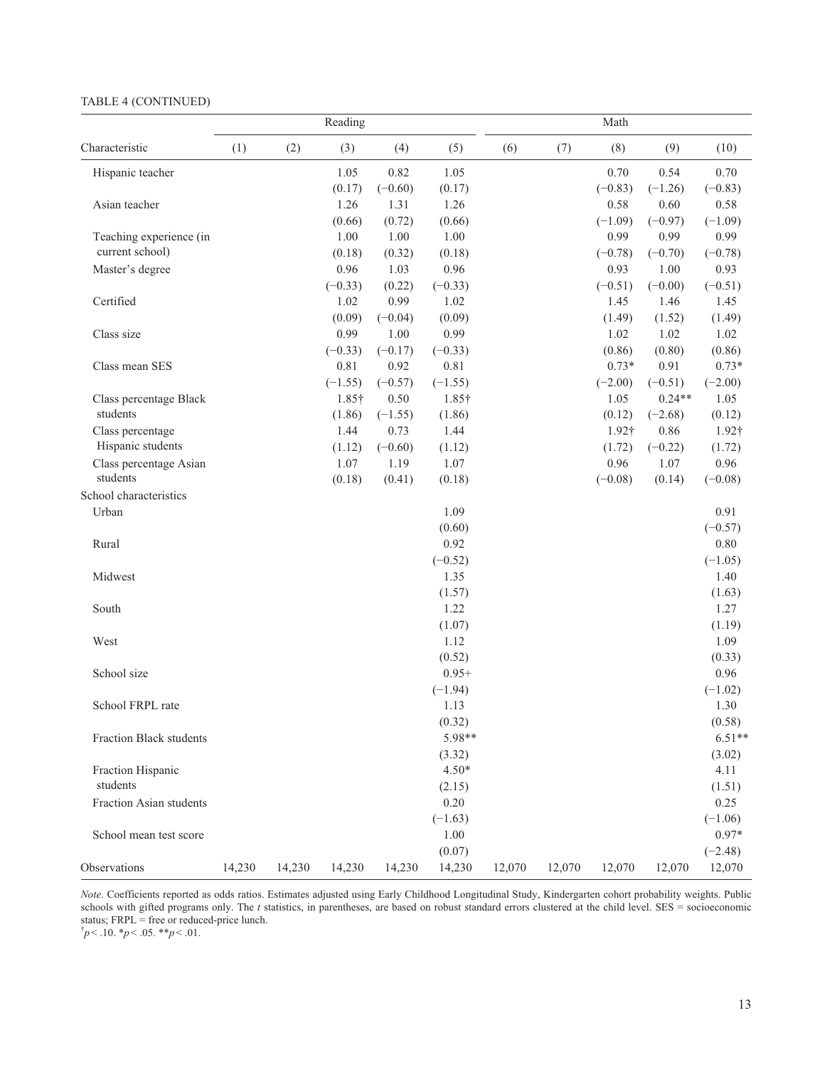TABLE 4 (CONTINUED)

| Characteristic | Reading (1) | (2) | (3) | (4) | (5) | Math (6) | (7) | (8) | (9) | (10) |
|---|---|---|---|---|---|---|---|---|---|---|
| Hispanic teacher | | | 1.05 | 0.82 | 1.05 | | | 0.70 | 0.54 | 0.70 |
| | | | (0.17) | (−0.60) | (0.17) | | | (−0.83) | (−1.26) | (−0.83) |
| Asian teacher | | | 1.26 | 1.31 | 1.26 | | | 0.58 | 0.60 | 0.58 |
| | | | (0.66) | (0.72) | (0.66) | | | (−1.09) | (−0.97) | (−1.09) |
| Teaching experience (in current school) | | | 1.00 | 1.00 | 1.00 | | | 0.99 | 0.99 | 0.99 |
| | | | (0.18) | (0.32) | (0.18) | | | (−0.78) | (−0.70) | (−0.78) |
| Master's degree | | | 0.96 | 1.03 | 0.96 | | | 0.93 | 1.00 | 0.93 |
| | | | (−0.33) | (0.22) | (−0.33) | | | (−0.51) | (−0.00) | (−0.51) |
| Certified | | | 1.02 | 0.99 | 1.02 | | | 1.45 | 1.46 | 1.45 |
| | | | (0.09) | (−0.04) | (0.09) | | | (1.49) | (1.52) | (1.49) |
| Class size | | | 0.99 | 1.00 | 0.99 | | | 1.02 | 1.02 | 1.02 |
| | | | (−0.33) | (−0.17) | (−0.33) | | | (0.86) | (0.80) | (0.86) |
| Class mean SES | | | 0.81 | 0.92 | 0.81 | | | 0.73* | 0.91 | 0.73* |
| | | | (−1.55) | (−0.57) | (−1.55) | | | (−2.00) | (−0.51) | (−2.00) |
| Class percentage Black students | | | 1.85† | 0.50 | 1.85† | | | 1.05 | 0.24** | 1.05 |
| | | | (1.86) | (−1.55) | (1.86) | | | (0.12) | (−2.68) | (0.12) |
| Class percentage Hispanic students | | | 1.44 | 0.73 | 1.44 | | | 1.92† | 0.86 | 1.92† |
| | | | (1.12) | (−0.60) | (1.12) | | | (1.72) | (−0.22) | (1.72) |
| Class percentage Asian students | | | 1.07 | 1.19 | 1.07 | | | 0.96 | 1.07 | 0.96 |
| | | | (0.18) | (0.41) | (0.18) | | | (−0.08) | (0.14) | (−0.08) |
| School characteristics | | | | | | | | | | |
| Urban | | | | | 1.09 | | | | | 0.91 |
| | | | | | (0.60) | | | | | (−0.57) |
| Rural | | | | | 0.92 | | | | | 0.80 |
| | | | | | (−0.52) | | | | | (−1.05) |
| Midwest | | | | | 1.35 | | | | | 1.40 |
| | | | | | (1.57) | | | | | (1.63) |
| South | | | | | 1.22 | | | | | 1.27 |
| | | | | | (1.07) | | | | | (1.19) |
| West | | | | | 1.12 | | | | | 1.09 |
| | | | | | (0.52) | | | | | (0.33) |
| School size | | | | | 0.95+ | | | | | 0.96 |
| | | | | | (−1.94) | | | | | (−1.02) |
| School FRPL rate | | | | | 1.13 | | | | | 1.30 |
| | | | | | (0.32) | | | | | (0.58) |
| Fraction Black students | | | | | 5.98** | | | | | 6.51** |
| | | | | | (3.32) | | | | | (3.02) |
| Fraction Hispanic students | | | | | 4.50* | | | | | 4.11 |
| | | | | | (2.15) | | | | | (1.51) |
| Fraction Asian students | | | | | 0.20 | | | | | 0.25 |
| | | | | | (−1.63) | | | | | (−1.06) |
| School mean test score | | | | | 1.00 | | | | | 0.97* |
| | | | | | (0.07) | | | | | (−2.48) |
| Observations | 14,230 | 14,230 | 14,230 | 14,230 | 14,230 | 12,070 | 12,070 | 12,070 | 12,070 | 12,070 |

*Note.* Coefficients reported as odds ratios. Estimates adjusted using Early Childhood Longitudinal Study, Kindergarten cohort probability weights. Public schools with gifted programs only. The *t* statistics, in parentheses, are based on robust standard errors clustered at the child level. SES = socioeconomic status; FRPL = free or reduced-price lunch.
†$p < .10$. *$p < .05$. **$p < .01$.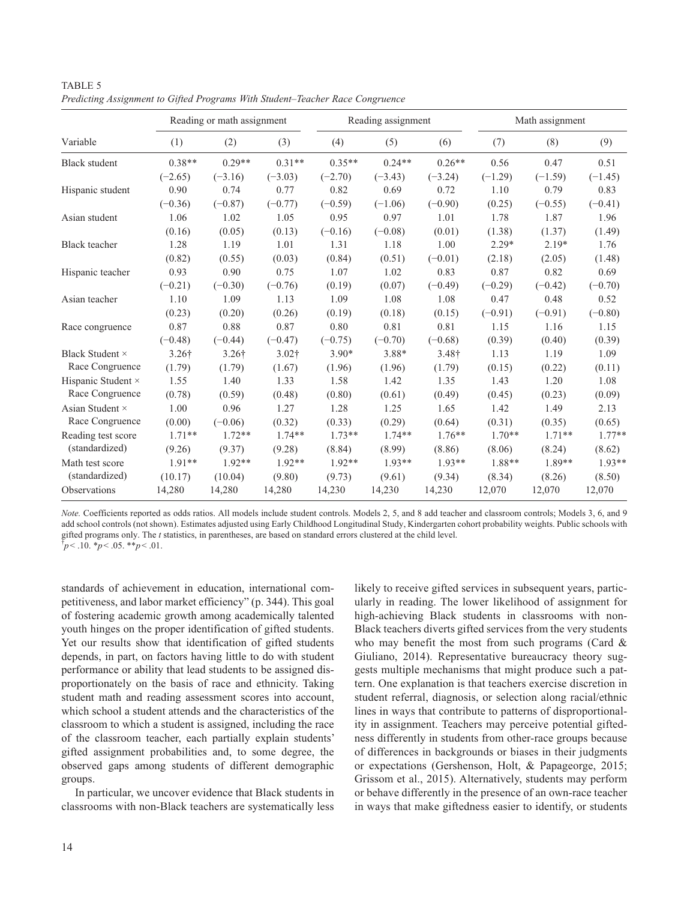TABLE 5

*Predicting Assignment to Gifted Programs With Student–Teacher Race Congruence*

| Variable | Reading or math assignment | | | Reading assignment | | | Math assignment | | |
|---|---|---|---|---|---|---|---|---|---|
| | (1) | (2) | (3) | (4) | (5) | (6) | (7) | (8) | (9) |
| Black student | 0.38** | 0.29** | 0.31** | 0.35** | 0.24** | 0.26** | 0.56 | 0.47 | 0.51 |
| | (−2.65) | (−3.16) | (−3.03) | (−2.70) | (−3.43) | (−3.24) | (−1.29) | (−1.59) | (−1.45) |
| Hispanic student | 0.90 | 0.74 | 0.77 | 0.82 | 0.69 | 0.72 | 1.10 | 0.79 | 0.83 |
| | (−0.36) | (−0.87) | (−0.77) | (−0.59) | (−1.06) | (−0.90) | (0.25) | (−0.55) | (−0.41) |
| Asian student | 1.06 | 1.02 | 1.05 | 0.95 | 0.97 | 1.01 | 1.78 | 1.87 | 1.96 |
| | (0.16) | (0.05) | (0.13) | (−0.16) | (−0.08) | (0.01) | (1.38) | (1.37) | (1.49) |
| Black teacher | 1.28 | 1.19 | 1.01 | 1.31 | 1.18 | 1.00 | 2.29* | 2.19* | 1.76 |
| | (0.82) | (0.55) | (0.03) | (0.84) | (0.51) | (−0.01) | (2.18) | (2.05) | (1.48) |
| Hispanic teacher | 0.93 | 0.90 | 0.75 | 1.07 | 1.02 | 0.83 | 0.87 | 0.82 | 0.69 |
| | (−0.21) | (−0.30) | (−0.76) | (0.19) | (0.07) | (−0.49) | (−0.29) | (−0.42) | (−0.70) |
| Asian teacher | 1.10 | 1.09 | 1.13 | 1.09 | 1.08 | 1.08 | 0.47 | 0.48 | 0.52 |
| | (0.23) | (0.20) | (0.26) | (0.19) | (0.18) | (0.15) | (−0.91) | (−0.91) | (−0.80) |
| Race congruence | 0.87 | 0.88 | 0.87 | 0.80 | 0.81 | 0.81 | 1.15 | 1.16 | 1.15 |
| | (−0.48) | (−0.44) | (−0.47) | (−0.75) | (−0.70) | (−0.68) | (0.39) | (0.40) | (0.39) |
| Black Student × Race Congruence | 3.26† | 3.26† | 3.02† | 3.90* | 3.88* | 3.48† | 1.13 | 1.19 | 1.09 |
| | (1.79) | (1.79) | (1.67) | (1.96) | (1.96) | (1.79) | (0.15) | (0.22) | (0.11) |
| Hispanic Student × Race Congruence | 1.55 | 1.40 | 1.33 | 1.58 | 1.42 | 1.35 | 1.43 | 1.20 | 1.08 |
| | (0.78) | (0.59) | (0.48) | (0.80) | (0.61) | (0.49) | (0.45) | (0.23) | (0.09) |
| Asian Student × Race Congruence | 1.00 | 0.96 | 1.27 | 1.28 | 1.25 | 1.65 | 1.42 | 1.49 | 2.13 |
| | (0.00) | (−0.06) | (0.32) | (0.33) | (0.29) | (0.64) | (0.31) | (0.35) | (0.65) |
| Reading test score (standardized) | 1.71** | 1.72** | 1.74** | 1.73** | 1.74** | 1.76** | 1.70** | 1.71** | 1.77** |
| | (9.26) | (9.37) | (9.28) | (8.84) | (8.99) | (8.86) | (8.06) | (8.24) | (8.62) |
| Math test score (standardized) | 1.91** | 1.92** | 1.92** | 1.92** | 1.93** | 1.93** | 1.88** | 1.89** | 1.93** |
| | (10.17) | (10.04) | (9.80) | (9.73) | (9.61) | (9.34) | (8.34) | (8.26) | (8.50) |
| Observations | 14,280 | 14,280 | 14,280 | 14,230 | 14,230 | 14,230 | 12,070 | 12,070 | 12,070 |

*Note.* Coefficients reported as odds ratios. All models include student controls. Models 2, 5, and 8 add teacher and classroom controls; Models 3, 6, and 9 add school controls (not shown). Estimates adjusted using Early Childhood Longitudinal Study, Kindergarten cohort probability weights. Public schools with gifted programs only. The *t* statistics, in parentheses, are based on standard errors clustered at the child level.
†$p < .10$. *$p < .05$. **$p < .01$.

standards of achievement in education, international competitiveness, and labor market efficiency" (p. 344). This goal of fostering academic growth among academically talented youth hinges on the proper identification of gifted students. Yet our results show that identification of gifted students depends, in part, on factors having little to do with student performance or ability that lead students to be assigned disproportionately on the basis of race and ethnicity. Taking student math and reading assessment scores into account, which school a student attends and the characteristics of the classroom to which a student is assigned, including the race of the classroom teacher, each partially explain students' gifted assignment probabilities and, to some degree, the observed gaps among students of different demographic groups.

In particular, we uncover evidence that Black students in classrooms with non-Black teachers are systematically less likely to receive gifted services in subsequent years, particularly in reading. The lower likelihood of assignment for high-achieving Black students in classrooms with non-Black teachers diverts gifted services from the very students who may benefit the most from such programs (Card & Giuliano, 2014). Representative bureaucracy theory suggests multiple mechanisms that might produce such a pattern. One explanation is that teachers exercise discretion in student referral, diagnosis, or selection along racial/ethnic lines in ways that contribute to patterns of disproportionality in assignment. Teachers may perceive potential giftedness differently in students from other-race groups because of differences in backgrounds or biases in their judgments or expectations (Gershenson, Holt, & Papageorge, 2015; Grissom et al., 2015). Alternatively, students may perform or behave differently in the presence of an own-race teacher in ways that make giftedness easier to identify, or students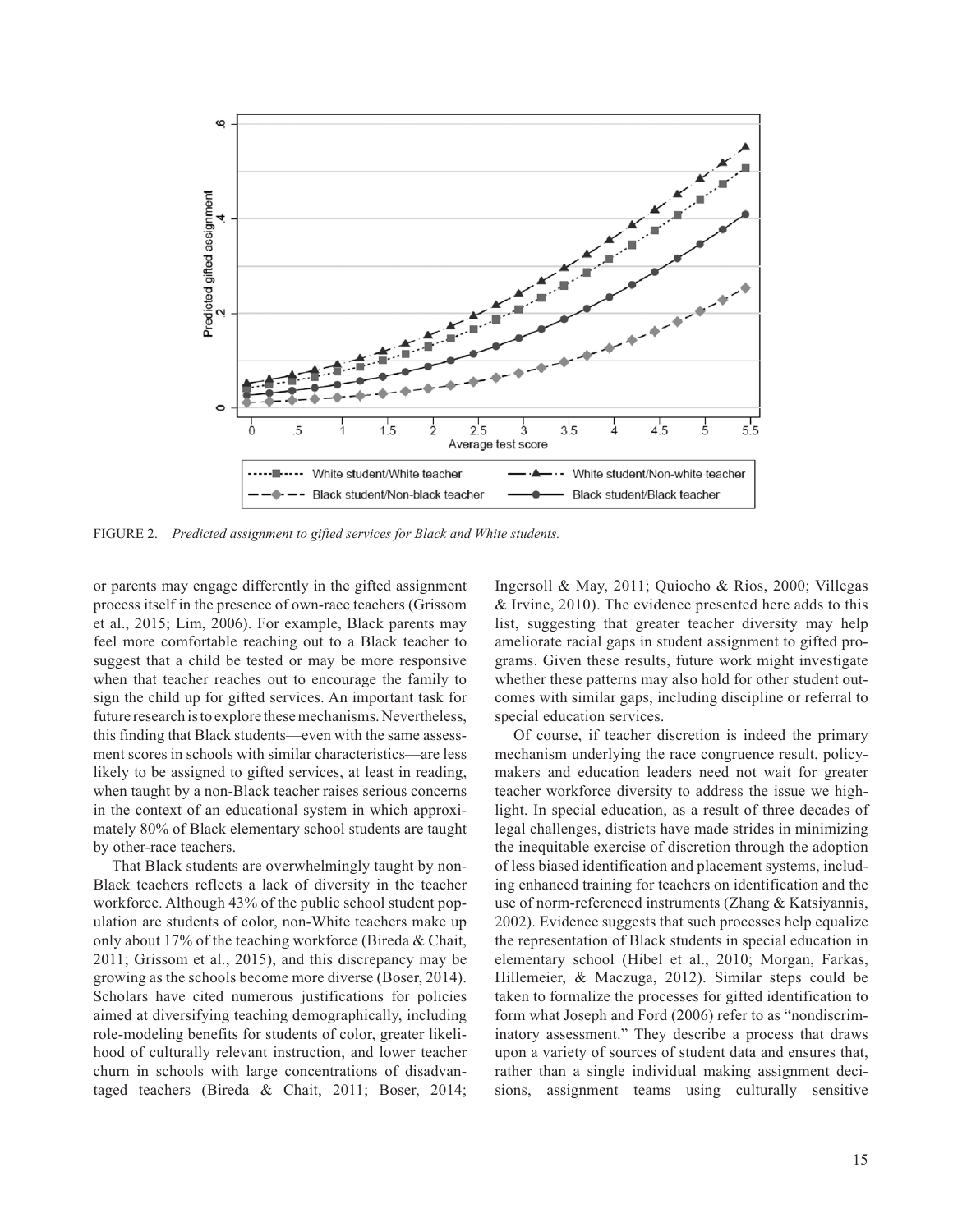FIGURE 2. *Predicted assignment to gifted services for Black and White students.*

or parents may engage differently in the gifted assignment process itself in the presence of own-race teachers (Grissom et al., 2015; Lim, 2006). For example, Black parents may feel more comfortable reaching out to a Black teacher to suggest that a child be tested or may be more responsive when that teacher reaches out to encourage the family to sign the child up for gifted services. An important task for future research is to explore these mechanisms. Nevertheless, this finding that Black students—even with the same assessment scores in schools with similar characteristics—are less likely to be assigned to gifted services, at least in reading, when taught by a non-Black teacher raises serious concerns in the context of an educational system in which approximately 80% of Black elementary school students are taught by other-race teachers.

That Black students are overwhelmingly taught by non-Black teachers reflects a lack of diversity in the teacher workforce. Although 43% of the public school student population are students of color, non-White teachers make up only about 17% of the teaching workforce (Bireda & Chait, 2011; Grissom et al., 2015), and this discrepancy may be growing as the schools become more diverse (Boser, 2014). Scholars have cited numerous justifications for policies aimed at diversifying teaching demographically, including role-modeling benefits for students of color, greater likelihood of culturally relevant instruction, and lower teacher churn in schools with large concentrations of disadvantaged teachers (Bireda & Chait, 2011; Boser, 2014; Ingersoll & May, 2011; Quiocho & Rios, 2000; Villegas & Irvine, 2010). The evidence presented here adds to this list, suggesting that greater teacher diversity may help ameliorate racial gaps in student assignment to gifted programs. Given these results, future work might investigate whether these patterns may also hold for other student outcomes with similar gaps, including discipline or referral to special education services.

Of course, if teacher discretion is indeed the primary mechanism underlying the race congruence result, policymakers and education leaders need not wait for greater teacher workforce diversity to address the issue we highlight. In special education, as a result of three decades of legal challenges, districts have made strides in minimizing the inequitable exercise of discretion through the adoption of less biased identification and placement systems, including enhanced training for teachers on identification and the use of norm-referenced instruments (Zhang & Katsiyannis, 2002). Evidence suggests that such processes help equalize the representation of Black students in special education in elementary school (Hibel et al., 2010; Morgan, Farkas, Hillemeier, & Maczuga, 2012). Similar steps could be taken to formalize the processes for gifted identification to form what Joseph and Ford (2006) refer to as "nondiscriminatory assessment." They describe a process that draws upon a variety of sources of student data and ensures that, rather than a single individual making assignment decisions, assignment teams using culturally sensitive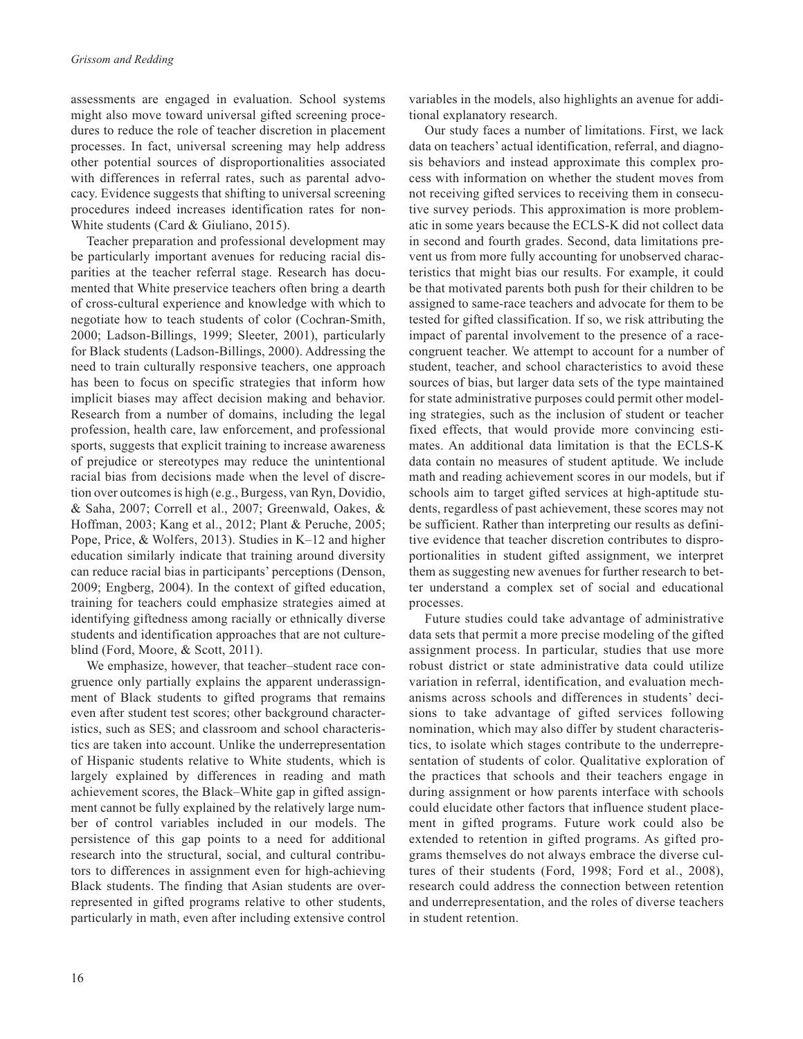assessments are engaged in evaluation. School systems might also move toward universal gifted screening procedures to reduce the role of teacher discretion in placement processes. In fact, universal screening may help address other potential sources of disproportionalities associated with differences in referral rates, such as parental advocacy. Evidence suggests that shifting to universal screening procedures indeed increases identification rates for non-White students (Card & Giuliano, 2015).

Teacher preparation and professional development may be particularly important avenues for reducing racial disparities at the teacher referral stage. Research has documented that White preservice teachers often bring a dearth of cross-cultural experience and knowledge with which to negotiate how to teach students of color (Cochran-Smith, 2000; Ladson-Billings, 1999; Sleeter, 2001), particularly for Black students (Ladson-Billings, 2000). Addressing the need to train culturally responsive teachers, one approach has been to focus on specific strategies that inform how implicit biases may affect decision making and behavior. Research from a number of domains, including the legal profession, health care, law enforcement, and professional sports, suggests that explicit training to increase awareness of prejudice or stereotypes may reduce the unintentional racial bias from decisions made when the level of discretion over outcomes is high (e.g., Burgess, van Ryn, Dovidio, & Saha, 2007; Correll et al., 2007; Greenwald, Oakes, & Hoffman, 2003; Kang et al., 2012; Plant & Peruche, 2005; Pope, Price, & Wolfers, 2013). Studies in K–12 and higher education similarly indicate that training around diversity can reduce racial bias in participants' perceptions (Denson, 2009; Engberg, 2004). In the context of gifted education, training for teachers could emphasize strategies aimed at identifying giftedness among racially or ethnically diverse students and identification approaches that are not culture-blind (Ford, Moore, & Scott, 2011).

We emphasize, however, that teacher–student race congruence only partially explains the apparent underassignment of Black students to gifted programs that remains even after student test scores; other background characteristics, such as SES; and classroom and school characteristics are taken into account. Unlike the underrepresentation of Hispanic students relative to White students, which is largely explained by differences in reading and math achievement scores, the Black–White gap in gifted assignment cannot be fully explained by the relatively large number of control variables included in our models. The persistence of this gap points to a need for additional research into the structural, social, and cultural contributors to differences in assignment even for high-achieving Black students. The finding that Asian students are overrepresented in gifted programs relative to other students, particularly in math, even after including extensive control variables in the models, also highlights an avenue for additional explanatory research.

Our study faces a number of limitations. First, we lack data on teachers' actual identification, referral, and diagnosis behaviors and instead approximate this complex process with information on whether the student moves from not receiving gifted services to receiving them in consecutive survey periods. This approximation is more problematic in some years because the ECLS-K did not collect data in second and fourth grades. Second, data limitations prevent us from more fully accounting for unobserved characteristics that might bias our results. For example, it could be that motivated parents both push for their children to be assigned to same-race teachers and advocate for them to be tested for gifted classification. If so, we risk attributing the impact of parental involvement to the presence of a race-congruent teacher. We attempt to account for a number of student, teacher, and school characteristics to avoid these sources of bias, but larger data sets of the type maintained for state administrative purposes could permit other modeling strategies, such as the inclusion of student or teacher fixed effects, that would provide more convincing estimates. An additional data limitation is that the ECLS-K data contain no measures of student aptitude. We include math and reading achievement scores in our models, but if schools aim to target gifted services at high-aptitude students, regardless of past achievement, these scores may not be sufficient. Rather than interpreting our results as definitive evidence that teacher discretion contributes to disproportionalities in student gifted assignment, we interpret them as suggesting new avenues for further research to better understand a complex set of social and educational processes.

Future studies could take advantage of administrative data sets that permit a more precise modeling of the gifted assignment process. In particular, studies that use more robust district or state administrative data could utilize variation in referral, identification, and evaluation mechanisms across schools and differences in students' decisions to take advantage of gifted services following nomination, which may also differ by student characteristics, to isolate which stages contribute to the underrepresentation of students of color. Qualitative exploration of the practices that schools and their teachers engage in during assignment or how parents interface with schools could elucidate other factors that influence student placement in gifted programs. Future work could also be extended to retention in gifted programs. As gifted programs themselves do not always embrace the diverse cultures of their students (Ford, 1998; Ford et al., 2008), research could address the connection between retention and underrepresentation, and the roles of diverse teachers in student retention.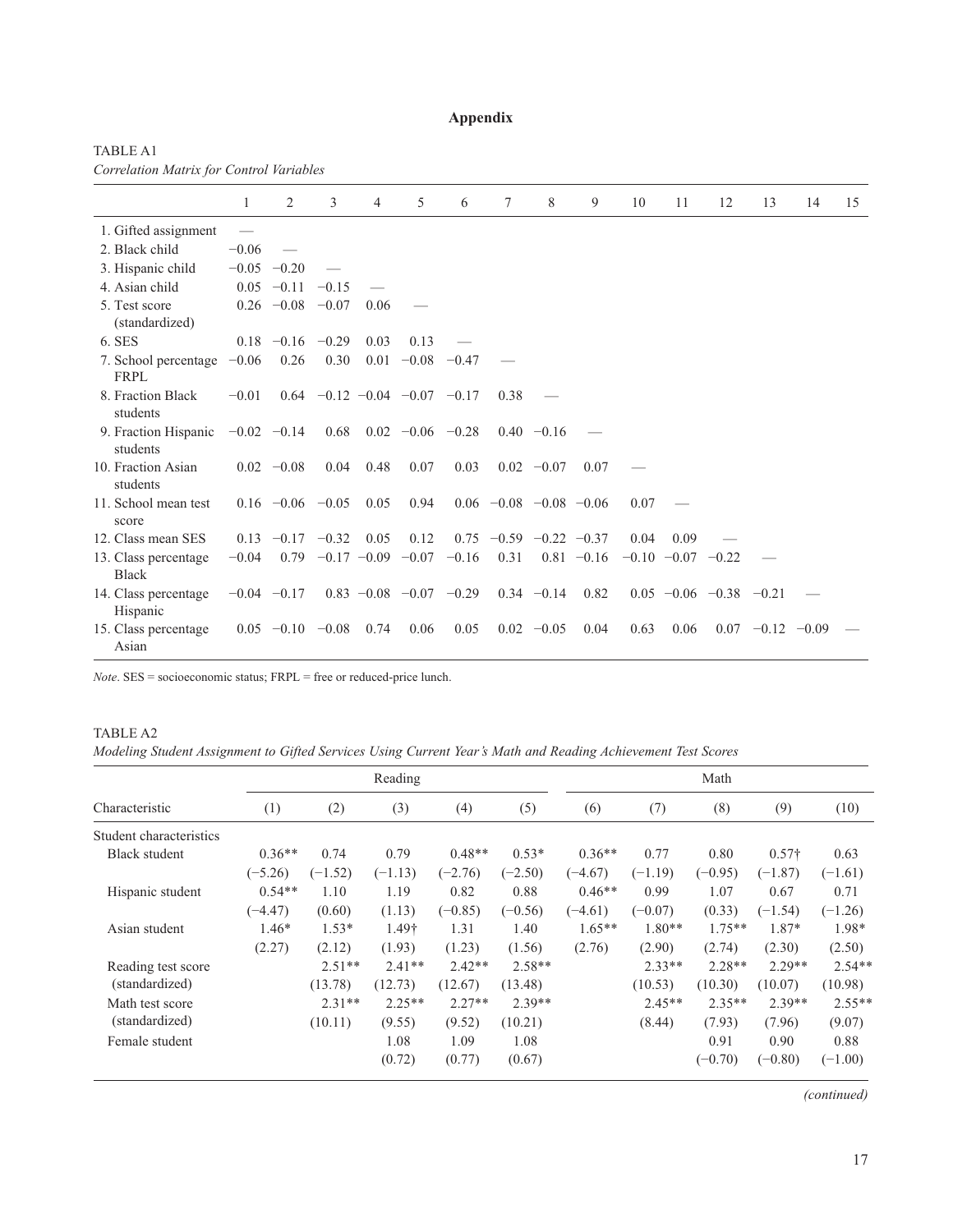# Appendix

TABLE A1
*Correlation Matrix for Control Variables*

| | 1 | 2 | 3 | 4 | 5 | 6 | 7 | 8 | 9 | 10 | 11 | 12 | 13 | 14 | 15 |
|---|---|---|---|---|---|---|---|---|---|---|---|---|---|---|---|
| 1. Gifted assignment | — | | | | | | | | | | | | | | |
| 2. Black child | −0.06 | — | | | | | | | | | | | | | |
| 3. Hispanic child | −0.05 | −0.20 | — | | | | | | | | | | | | |
| 4. Asian child | 0.05 | −0.11 | −0.15 | — | | | | | | | | | | | |
| 5. Test score (standardized) | 0.26 | −0.08 | −0.07 | 0.06 | — | | | | | | | | | | |
| 6. SES | 0.18 | −0.16 | −0.29 | 0.03 | 0.13 | — | | | | | | | | | |
| 7. School percentage FRPL | −0.06 | 0.26 | 0.30 | 0.01 | −0.08 | −0.47 | — | | | | | | | | |
| 8. Fraction Black students | −0.01 | 0.64 | −0.12 | −0.04 | −0.07 | −0.17 | 0.38 | — | | | | | | | |
| 9. Fraction Hispanic students | −0.02 | −0.14 | 0.68 | 0.02 | −0.06 | −0.28 | 0.40 | −0.16 | — | | | | | | |
| 10. Fraction Asian students | 0.02 | −0.08 | 0.04 | 0.48 | 0.07 | 0.03 | 0.02 | −0.07 | 0.07 | — | | | | | |
| 11. School mean test score | 0.16 | −0.06 | −0.05 | 0.05 | 0.94 | 0.06 | −0.08 | −0.08 | −0.06 | 0.07 | — | | | | |
| 12. Class mean SES | 0.13 | −0.17 | −0.32 | 0.05 | 0.12 | 0.75 | −0.59 | −0.22 | −0.37 | 0.04 | 0.09 | — | | | |
| 13. Class percentage Black | −0.04 | 0.79 | −0.17 | −0.09 | −0.07 | −0.16 | 0.31 | 0.81 | −0.16 | −0.10 | −0.07 | −0.22 | — | | |
| 14. Class percentage Hispanic | −0.04 | −0.17 | 0.83 | −0.08 | −0.07 | −0.29 | 0.34 | −0.14 | 0.82 | 0.05 | −0.06 | −0.38 | −0.21 | — | |
| 15. Class percentage Asian | 0.05 | −0.10 | −0.08 | 0.74 | 0.06 | 0.05 | 0.02 | −0.05 | 0.04 | 0.63 | 0.06 | 0.07 | −0.12 | −0.09 | — |

*Note*. SES = socioeconomic status; FRPL = free or reduced-price lunch.

TABLE A2
*Modeling Student Assignment to Gifted Services Using Current Year's Math and Reading Achievement Test Scores*

| | Reading | | | | | Math | | | | |
|---|---|---|---|---|---|---|---|---|---|---|
| Characteristic | (1) | (2) | (3) | (4) | (5) | (6) | (7) | (8) | (9) | (10) |
| Student characteristics | | | | | | | | | | |
| Black student | 0.36** | 0.74 | 0.79 | 0.48** | 0.53* | 0.36** | 0.77 | 0.80 | 0.57† | 0.63 |
| | (−5.26) | (−1.52) | (−1.13) | (−2.76) | (−2.50) | (−4.67) | (−1.19) | (−0.95) | (−1.87) | (−1.61) |
| Hispanic student | 0.54** | 1.10 | 1.19 | 0.82 | 0.88 | 0.46** | 0.99 | 1.07 | 0.67 | 0.71 |
| | (−4.47) | (0.60) | (1.13) | (−0.85) | (−0.56) | (−4.61) | (−0.07) | (0.33) | (−1.54) | (−1.26) |
| Asian student | 1.46* | 1.53* | 1.49† | 1.31 | 1.40 | 1.65** | 1.80** | 1.75** | 1.87* | 1.98* |
| | (2.27) | (2.12) | (1.93) | (1.23) | (1.56) | (2.76) | (2.90) | (2.74) | (2.30) | (2.50) |
| Reading test score (standardized) | | 2.51** | 2.41** | 2.42** | 2.58** | | 2.33** | 2.28** | 2.29** | 2.54** |
| | | (13.78) | (12.73) | (12.67) | (13.48) | | (10.53) | (10.30) | (10.07) | (10.98) |
| Math test score (standardized) | | 2.31** | 2.25** | 2.27** | 2.39** | | 2.45** | 2.35** | 2.39** | 2.55** |
| | | (10.11) | (9.55) | (9.52) | (10.21) | | (8.44) | (7.93) | (7.96) | (9.07) |
| Female student | | | 1.08 | 1.09 | 1.08 | | | 0.91 | 0.90 | 0.88 |
| | | | (0.72) | (0.77) | (0.67) | | | (−0.70) | (−0.80) | (−1.00) |

*(continued)*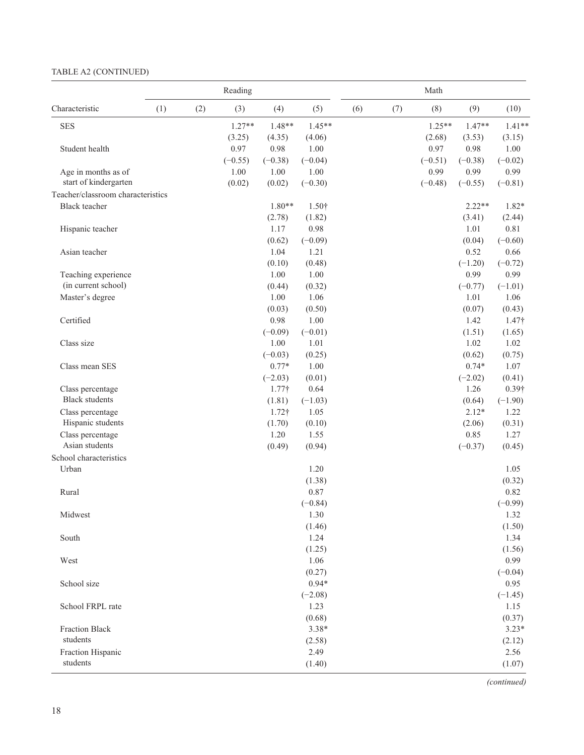TABLE A2 (CONTINUED)

| Characteristic | Reading (1) | (2) | (3) | (4) | (5) | Math (6) | (7) | (8) | (9) | (10) |
|---|---|---|---|---|---|---|---|---|---|---|
| SES | | | 1.27** | 1.48** | 1.45** | | | 1.25** | 1.47** | 1.41** |
| | | | (3.25) | (4.35) | (4.06) | | | (2.68) | (3.53) | (3.15) |
| Student health | | | 0.97 | 0.98 | 1.00 | | | 0.97 | 0.98 | 1.00 |
| | | | (−0.55) | (−0.38) | (−0.04) | | | (−0.51) | (−0.38) | (−0.02) |
| Age in months as of start of kindergarten | | | 1.00 | 1.00 | 1.00 | | | 0.99 | 0.99 | 0.99 |
| | | | (0.02) | (0.02) | (−0.30) | | | (−0.48) | (−0.55) | (−0.81) |
| Teacher/classroom characteristics | | | | | | | | | | |
| Black teacher | | | | 1.80** | 1.50† | | | | 2.22** | 1.82* |
| | | | | (2.78) | (1.82) | | | | (3.41) | (2.44) |
| Hispanic teacher | | | | 1.17 | 0.98 | | | | 1.01 | 0.81 |
| | | | | (0.62) | (−0.09) | | | | (0.04) | (−0.60) |
| Asian teacher | | | | 1.04 | 1.21 | | | | 0.52 | 0.66 |
| | | | | (0.10) | (0.48) | | | | (−1.20) | (−0.72) |
| Teaching experience (in current school) | | | | 1.00 | 1.00 | | | | 0.99 | 0.99 |
| | | | | (0.44) | (0.32) | | | | (−0.77) | (−1.01) |
| Master's degree | | | | 1.00 | 1.06 | | | | 1.01 | 1.06 |
| | | | | (0.03) | (0.50) | | | | (0.07) | (0.43) |
| Certified | | | | 0.98 | 1.00 | | | | 1.42 | 1.47† |
| | | | | (−0.09) | (−0.01) | | | | (1.51) | (1.65) |
| Class size | | | | 1.00 | 1.01 | | | | 1.02 | 1.02 |
| | | | | (−0.03) | (0.25) | | | | (0.62) | (0.75) |
| Class mean SES | | | | 0.77* | 1.00 | | | | 0.74* | 1.07 |
| | | | | (−2.03) | (0.01) | | | | (−2.02) | (0.41) |
| Class percentage Black students | | | | 1.77† | 0.64 | | | | 1.26 | 0.39† |
| | | | | (1.81) | (−1.03) | | | | (0.64) | (−1.90) |
| Class percentage Hispanic students | | | | 1.72† | 1.05 | | | | 2.12* | 1.22 |
| | | | | (1.70) | (0.10) | | | | (2.06) | (0.31) |
| Class percentage Asian students | | | | 1.20 | 1.55 | | | | 0.85 | 1.27 |
| | | | | (0.49) | (0.94) | | | | (−0.37) | (0.45) |
| School characteristics | | | | | | | | | | |
| Urban | | | | | 1.20 | | | | | 1.05 |
| | | | | | (1.38) | | | | | (0.32) |
| Rural | | | | | 0.87 | | | | | 0.82 |
| | | | | | (−0.84) | | | | | (−0.99) |
| Midwest | | | | | 1.30 | | | | | 1.32 |
| | | | | | (1.46) | | | | | (1.50) |
| South | | | | | 1.24 | | | | | 1.34 |
| | | | | | (1.25) | | | | | (1.56) |
| West | | | | | 1.06 | | | | | 0.99 |
| | | | | | (0.27) | | | | | (−0.04) |
| School size | | | | | 0.94* | | | | | 0.95 |
| | | | | | (−2.08) | | | | | (−1.45) |
| School FRPL rate | | | | | 1.23 | | | | | 1.15 |
| | | | | | (0.68) | | | | | (0.37) |
| Fraction Black students | | | | | 3.38* | | | | | 3.23* |
| | | | | | (2.58) | | | | | (2.12) |
| Fraction Hispanic students | | | | | 2.49 | | | | | 2.56 |
| | | | | | (1.40) | | | | | (1.07) |

*(continued)*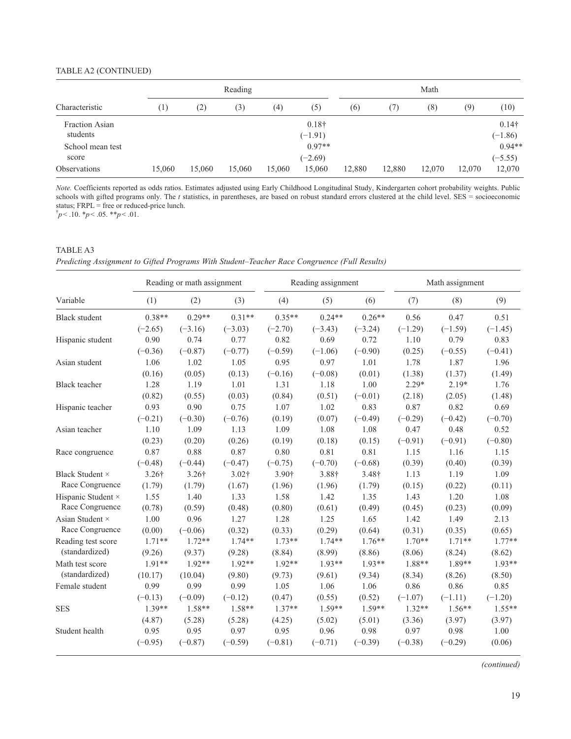TABLE A2 (CONTINUED)

| Characteristic | Reading (1) | (2) | (3) | (4) | (5) | Math (6) | (7) | (8) | (9) | (10) |
|---|---|---|---|---|---|---|---|---|---|---|
| Fraction Asian students | | | | | 0.18† | | | | | 0.14† |
| | | | | | (−1.91) | | | | | (−1.86) |
| School mean test score | | | | | 0.97** | | | | | 0.94** |
| | | | | | (−2.69) | | | | | (−5.55) |
| Observations | 15,060 | 15,060 | 15,060 | 15,060 | 15,060 | 12,880 | 12,880 | 12,070 | 12,070 | 12,070 |

*Note.* Coefficients reported as odds ratios. Estimates adjusted using Early Childhood Longitudinal Study, Kindergarten cohort probability weights. Public schools with gifted programs only. The *t* statistics, in parentheses, are based on robust standard errors clustered at the child level. SES = socioeconomic status; FRPL = free or reduced-price lunch.
†*p* < .10. \**p* < .05. \*\**p* < .01.

TABLE A3
*Predicting Assignment to Gifted Programs With Student–Teacher Race Congruence (Full Results)*

| Variable | Reading or math assignment (1) | (2) | (3) | Reading assignment (4) | (5) | (6) | Math assignment (7) | (8) | (9) |
|---|---|---|---|---|---|---|---|---|---|
| Black student | 0.38** | 0.29** | 0.31** | 0.35** | 0.24** | 0.26** | 0.56 | 0.47 | 0.51 |
| | (−2.65) | (−3.16) | (−3.03) | (−2.70) | (−3.43) | (−3.24) | (−1.29) | (−1.59) | (−1.45) |
| Hispanic student | 0.90 | 0.74 | 0.77 | 0.82 | 0.69 | 0.72 | 1.10 | 0.79 | 0.83 |
| | (−0.36) | (−0.87) | (−0.77) | (−0.59) | (−1.06) | (−0.90) | (0.25) | (−0.55) | (−0.41) |
| Asian student | 1.06 | 1.02 | 1.05 | 0.95 | 0.97 | 1.01 | 1.78 | 1.87 | 1.96 |
| | (0.16) | (0.05) | (0.13) | (−0.16) | (−0.08) | (0.01) | (1.38) | (1.37) | (1.49) |
| Black teacher | 1.28 | 1.19 | 1.01 | 1.31 | 1.18 | 1.00 | 2.29* | 2.19* | 1.76 |
| | (0.82) | (0.55) | (0.03) | (0.84) | (0.51) | (−0.01) | (2.18) | (2.05) | (1.48) |
| Hispanic teacher | 0.93 | 0.90 | 0.75 | 1.07 | 1.02 | 0.83 | 0.87 | 0.82 | 0.69 |
| | (−0.21) | (−0.30) | (−0.76) | (0.19) | (0.07) | (−0.49) | (−0.29) | (−0.42) | (−0.70) |
| Asian teacher | 1.10 | 1.09 | 1.13 | 1.09 | 1.08 | 1.08 | 0.47 | 0.48 | 0.52 |
| | (0.23) | (0.20) | (0.26) | (0.19) | (0.18) | (0.15) | (−0.91) | (−0.91) | (−0.80) |
| Race congruence | 0.87 | 0.88 | 0.87 | 0.80 | 0.81 | 0.81 | 1.15 | 1.16 | 1.15 |
| | (−0.48) | (−0.44) | (−0.47) | (−0.75) | (−0.70) | (−0.68) | (0.39) | (0.40) | (0.39) |
| Black Student × Race Congruence | 3.26† | 3.26† | 3.02† | 3.90† | 3.88† | 3.48† | 1.13 | 1.19 | 1.09 |
| | (1.79) | (1.79) | (1.67) | (1.96) | (1.96) | (1.79) | (0.15) | (0.22) | (0.11) |
| Hispanic Student × Race Congruence | 1.55 | 1.40 | 1.33 | 1.58 | 1.42 | 1.35 | 1.43 | 1.20 | 1.08 |
| | (0.78) | (0.59) | (0.48) | (0.80) | (0.61) | (0.49) | (0.45) | (0.23) | (0.09) |
| Asian Student × Race Congruence | 1.00 | 0.96 | 1.27 | 1.28 | 1.25 | 1.65 | 1.42 | 1.49 | 2.13 |
| | (0.00) | (−0.06) | (0.32) | (0.33) | (0.29) | (0.64) | (0.31) | (0.35) | (0.65) |
| Reading test score (standardized) | 1.71** | 1.72** | 1.74** | 1.73** | 1.74** | 1.76** | 1.70** | 1.71** | 1.77** |
| | (9.26) | (9.37) | (9.28) | (8.84) | (8.99) | (8.86) | (8.06) | (8.24) | (8.62) |
| Math test score (standardized) | 1.91** | 1.92** | 1.92** | 1.92** | 1.93** | 1.93** | 1.88** | 1.89** | 1.93** |
| | (10.17) | (10.04) | (9.80) | (9.73) | (9.61) | (9.34) | (8.34) | (8.26) | (8.50) |
| Female student | 0.99 | 0.99 | 0.99 | 1.05 | 1.06 | 1.06 | 0.86 | 0.86 | 0.85 |
| | (−0.13) | (−0.09) | (−0.12) | (0.47) | (0.55) | (0.52) | (−1.07) | (−1.11) | (−1.20) |
| SES | 1.39** | 1.58** | 1.58** | 1.37** | 1.59** | 1.59** | 1.32** | 1.56** | 1.55** |
| | (4.87) | (5.28) | (5.28) | (4.25) | (5.02) | (5.01) | (3.36) | (3.97) | (3.97) |
| Student health | 0.95 | 0.95 | 0.97 | 0.95 | 0.96 | 0.98 | 0.97 | 0.98 | 1.00 |
| | (−0.95) | (−0.87) | (−0.59) | (−0.81) | (−0.71) | (−0.39) | (−0.38) | (−0.29) | (0.06) |

*(continued)*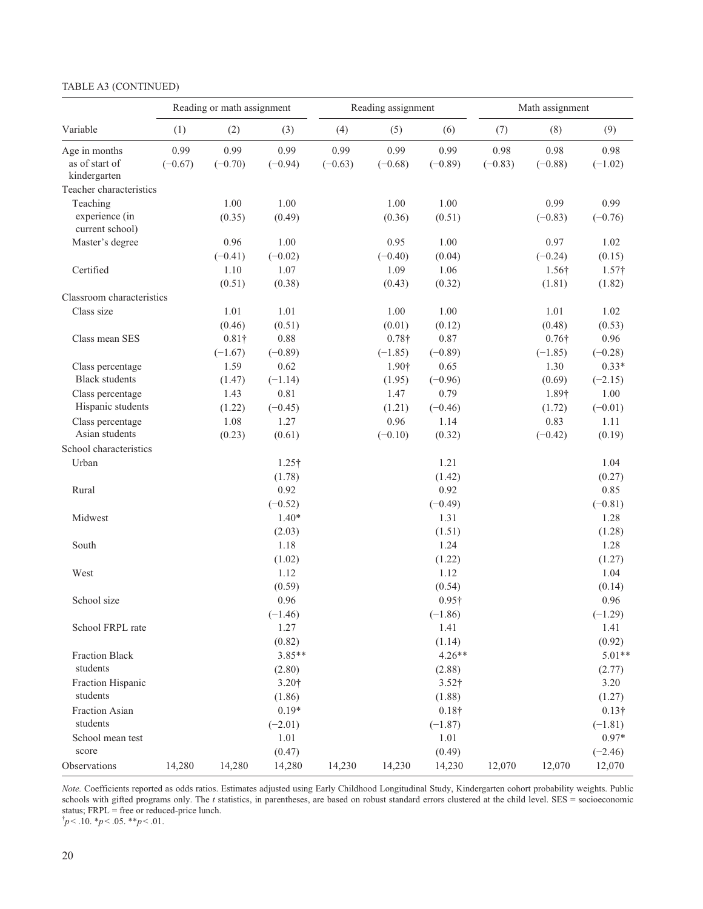TABLE A3 (CONTINUED)

| Variable | Reading or math assignment | | | Reading assignment | | | Math assignment | | |
|---|---|---|---|---|---|---|---|---|---|
| | (1) | (2) | (3) | (4) | (5) | (6) | (7) | (8) | (9) |
| Age in months as of start of kindergarten | 0.99 | 0.99 | 0.99 | 0.99 | 0.99 | 0.99 | 0.98 | 0.98 | 0.98 |
| | (−0.67) | (−0.70) | (−0.94) | (−0.63) | (−0.68) | (−0.89) | (−0.83) | (−0.88) | (−1.02) |
| Teacher characteristics | | | | | | | | | |
| Teaching experience (in current school) | | 1.00 | 1.00 | | 1.00 | 1.00 | | 0.99 | 0.99 |
| | | (0.35) | (0.49) | | (0.36) | (0.51) | | (−0.83) | (−0.76) |
| Master's degree | | 0.96 | 1.00 | | 0.95 | 1.00 | | 0.97 | 1.02 |
| | | (−0.41) | (−0.02) | | (−0.40) | (0.04) | | (−0.24) | (0.15) |
| Certified | | 1.10 | 1.07 | | 1.09 | 1.06 | | 1.56† | 1.57† |
| | | (0.51) | (0.38) | | (0.43) | (0.32) | | (1.81) | (1.82) |
| Classroom characteristics | | | | | | | | | |
| Class size | | 1.01 | 1.01 | | 1.00 | 1.00 | | 1.01 | 1.02 |
| | | (0.46) | (0.51) | | (0.01) | (0.12) | | (0.48) | (0.53) |
| Class mean SES | | 0.81† | 0.88 | | 0.78† | 0.87 | | 0.76† | 0.96 |
| | | (−1.67) | (−0.89) | | (−1.85) | (−0.89) | | (−1.85) | (−0.28) |
| Class percentage Black students | | 1.59 | 0.62 | | 1.90† | 0.65 | | 1.30 | 0.33* |
| | | (1.47) | (−1.14) | | (1.95) | (−0.96) | | (0.69) | (−2.15) |
| Class percentage Hispanic students | | 1.43 | 0.81 | | 1.47 | 0.79 | | 1.89† | 1.00 |
| | | (1.22) | (−0.45) | | (1.21) | (−0.46) | | (1.72) | (−0.01) |
| Class percentage Asian students | | 1.08 | 1.27 | | 0.96 | 1.14 | | 0.83 | 1.11 |
| | | (0.23) | (0.61) | | (−0.10) | (0.32) | | (−0.42) | (0.19) |
| School characteristics | | | | | | | | | |
| Urban | | | 1.25† | | | 1.21 | | | 1.04 |
| | | | (1.78) | | | (1.42) | | | (0.27) |
| Rural | | | 0.92 | | | 0.92 | | | 0.85 |
| | | | (−0.52) | | | (−0.49) | | | (−0.81) |
| Midwest | | | 1.40* | | | 1.31 | | | 1.28 |
| | | | (2.03) | | | (1.51) | | | (1.28) |
| South | | | 1.18 | | | 1.24 | | | 1.28 |
| | | | (1.02) | | | (1.22) | | | (1.27) |
| West | | | 1.12 | | | 1.12 | | | 1.04 |
| | | | (0.59) | | | (0.54) | | | (0.14) |
| School size | | | 0.96 | | | 0.95† | | | 0.96 |
| | | | (−1.46) | | | (−1.86) | | | (−1.29) |
| School FRPL rate | | | 1.27 | | | 1.41 | | | 1.41 |
| | | | (0.82) | | | (1.14) | | | (0.92) |
| Fraction Black students | | | 3.85** | | | 4.26** | | | 5.01** |
| | | | (2.80) | | | (2.88) | | | (2.77) |
| Fraction Hispanic students | | | 3.20† | | | 3.52† | | | 3.20 |
| | | | (1.86) | | | (1.88) | | | (1.27) |
| Fraction Asian students | | | 0.19* | | | 0.18† | | | 0.13† |
| | | | (−2.01) | | | (−1.87) | | | (−1.81) |
| School mean test score | | | 1.01 | | | 1.01 | | | 0.97* |
| | | | (0.47) | | | (0.49) | | | (−2.46) |
| Observations | 14,280 | 14,280 | 14,280 | 14,230 | 14,230 | 14,230 | 12,070 | 12,070 | 12,070 |

*Note.* Coefficients reported as odds ratios. Estimates adjusted using Early Childhood Longitudinal Study, Kindergarten cohort probability weights. Public schools with gifted programs only. The *t* statistics, in parentheses, are based on robust standard errors clustered at the child level. SES = socioeconomic status; FRPL = free or reduced-price lunch.

†$p < .10$. *$p < .05$. **$p < .01$.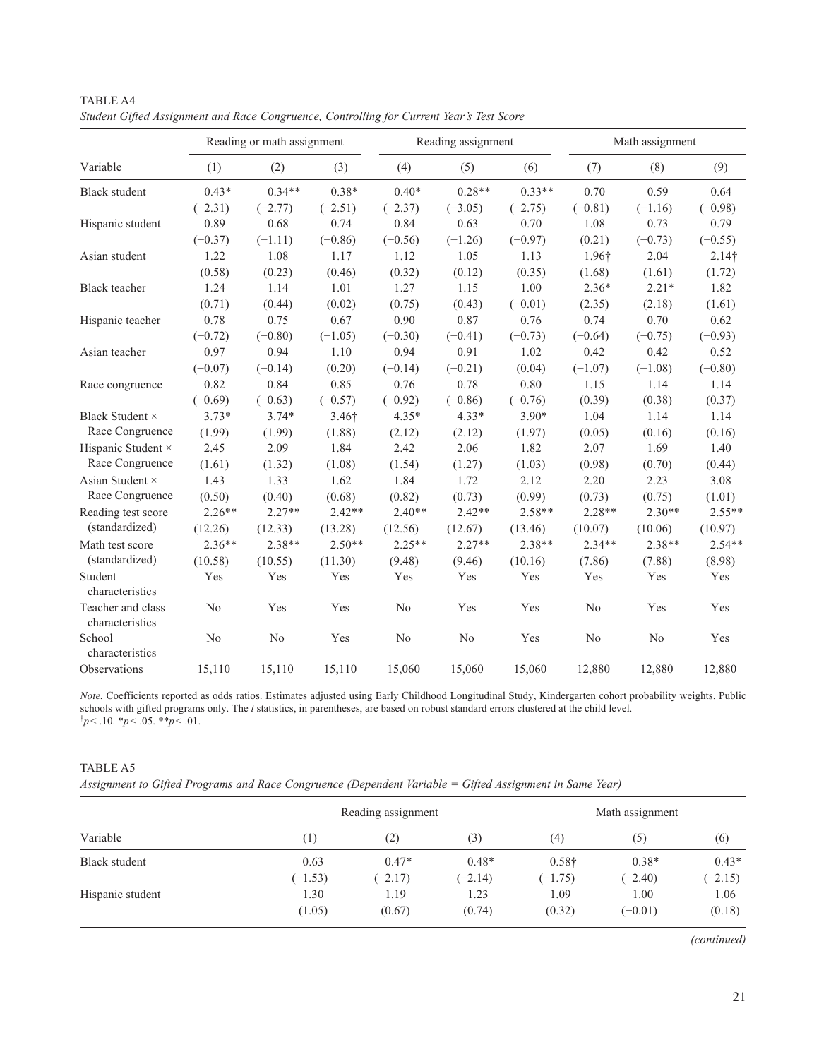TABLE A4

*Student Gifted Assignment and Race Congruence, Controlling for Current Year's Test Score*

| Variable | Reading or math assignment | | | Reading assignment | | | Math assignment | | |
|---|---|---|---|---|---|---|---|---|---|
| | (1) | (2) | (3) | (4) | (5) | (6) | (7) | (8) | (9) |
| Black student | 0.43* | 0.34** | 0.38* | 0.40* | 0.28** | 0.33** | 0.70 | 0.59 | 0.64 |
| | (−2.31) | (−2.77) | (−2.51) | (−2.37) | (−3.05) | (−2.75) | (−0.81) | (−1.16) | (−0.98) |
| Hispanic student | 0.89 | 0.68 | 0.74 | 0.84 | 0.63 | 0.70 | 1.08 | 0.73 | 0.79 |
| | (−0.37) | (−1.11) | (−0.86) | (−0.56) | (−1.26) | (−0.97) | (0.21) | (−0.73) | (−0.55) |
| Asian student | 1.22 | 1.08 | 1.17 | 1.12 | 1.05 | 1.13 | 1.96† | 2.04 | 2.14† |
| | (0.58) | (0.23) | (0.46) | (0.32) | (0.12) | (0.35) | (1.68) | (1.61) | (1.72) |
| Black teacher | 1.24 | 1.14 | 1.01 | 1.27 | 1.15 | 1.00 | 2.36* | 2.21* | 1.82 |
| | (0.71) | (0.44) | (0.02) | (0.75) | (0.43) | (−0.01) | (2.35) | (2.18) | (1.61) |
| Hispanic teacher | 0.78 | 0.75 | 0.67 | 0.90 | 0.87 | 0.76 | 0.74 | 0.70 | 0.62 |
| | (−0.72) | (−0.80) | (−1.05) | (−0.30) | (−0.41) | (−0.73) | (−0.64) | (−0.75) | (−0.93) |
| Asian teacher | 0.97 | 0.94 | 1.10 | 0.94 | 0.91 | 1.02 | 0.42 | 0.42 | 0.52 |
| | (−0.07) | (−0.14) | (0.20) | (−0.14) | (−0.21) | (0.04) | (−1.07) | (−1.08) | (−0.80) |
| Race congruence | 0.82 | 0.84 | 0.85 | 0.76 | 0.78 | 0.80 | 1.15 | 1.14 | 1.14 |
| | (−0.69) | (−0.63) | (−0.57) | (−0.92) | (−0.86) | (−0.76) | (0.39) | (0.38) | (0.37) |
| Black Student × Race Congruence | 3.73* | 3.74* | 3.46† | 4.35* | 4.33* | 3.90* | 1.04 | 1.14 | 1.14 |
| | (1.99) | (1.99) | (1.88) | (2.12) | (2.12) | (1.97) | (0.05) | (0.16) | (0.16) |
| Hispanic Student × Race Congruence | 2.45 | 2.09 | 1.84 | 2.42 | 2.06 | 1.82 | 2.07 | 1.69 | 1.40 |
| | (1.61) | (1.32) | (1.08) | (1.54) | (1.27) | (1.03) | (0.98) | (0.70) | (0.44) |
| Asian Student × Race Congruence | 1.43 | 1.33 | 1.62 | 1.84 | 1.72 | 2.12 | 2.20 | 2.23 | 3.08 |
| | (0.50) | (0.40) | (0.68) | (0.82) | (0.73) | (0.99) | (0.73) | (0.75) | (1.01) |
| Reading test score (standardized) | 2.26** | 2.27** | 2.42** | 2.40** | 2.42** | 2.58** | 2.28** | 2.30** | 2.55** |
| | (12.26) | (12.33) | (13.28) | (12.56) | (12.67) | (13.46) | (10.07) | (10.06) | (10.97) |
| Math test score (standardized) | 2.36** | 2.38** | 2.50** | 2.25** | 2.27** | 2.38** | 2.34** | 2.38** | 2.54** |
| | (10.58) | (10.55) | (11.30) | (9.48) | (9.46) | (10.16) | (7.86) | (7.88) | (8.98) |
| Student characteristics | Yes | Yes | Yes | Yes | Yes | Yes | Yes | Yes | Yes |
| Teacher and class characteristics | No | Yes | Yes | No | Yes | Yes | No | Yes | Yes |
| School characteristics | No | No | Yes | No | No | Yes | No | No | Yes |
| Observations | 15,110 | 15,110 | 15,110 | 15,060 | 15,060 | 15,060 | 12,880 | 12,880 | 12,880 |

*Note.* Coefficients reported as odds ratios. Estimates adjusted using Early Childhood Longitudinal Study, Kindergarten cohort probability weights. Public schools with gifted programs only. The *t* statistics, in parentheses, are based on robust standard errors clustered at the child level.
†$p < .10$. *$p < .05$. **$p < .01$.

TABLE A5

*Assignment to Gifted Programs and Race Congruence (Dependent Variable = Gifted Assignment in Same Year)*

| Variable | Reading assignment | | | Math assignment | | |
|---|---|---|---|---|---|---|
| | (1) | (2) | (3) | (4) | (5) | (6) |
| Black student | 0.63 | 0.47* | 0.48* | 0.58† | 0.38* | 0.43* |
| | (−1.53) | (−2.17) | (−2.14) | (−1.75) | (−2.40) | (−2.15) |
| Hispanic student | 1.30 | 1.19 | 1.23 | 1.09 | 1.00 | 1.06 |
| | (1.05) | (0.67) | (0.74) | (0.32) | (−0.01) | (0.18) |

*(continued)*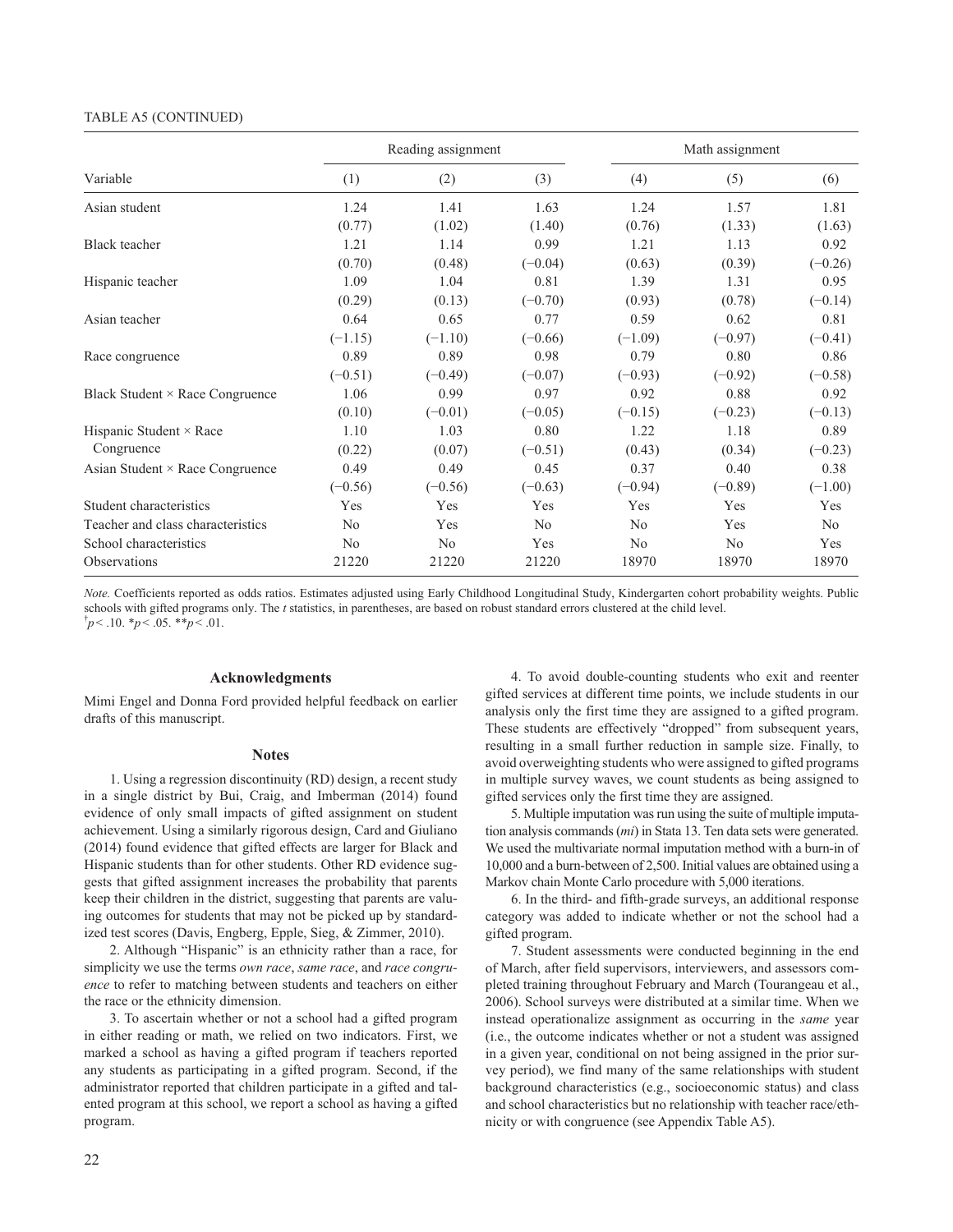TABLE A5 (CONTINUED)

| Variable | Reading assignment | | | Math assignment | | |
|---|---|---|---|---|---|---|
| | (1) | (2) | (3) | (4) | (5) | (6) |
| Asian student | 1.24 | 1.41 | 1.63 | 1.24 | 1.57 | 1.81 |
| | (0.77) | (1.02) | (1.40) | (0.76) | (1.33) | (1.63) |
| Black teacher | 1.21 | 1.14 | 0.99 | 1.21 | 1.13 | 0.92 |
| | (0.70) | (0.48) | (−0.04) | (0.63) | (0.39) | (−0.26) |
| Hispanic teacher | 1.09 | 1.04 | 0.81 | 1.39 | 1.31 | 0.95 |
| | (0.29) | (0.13) | (−0.70) | (0.93) | (0.78) | (−0.14) |
| Asian teacher | 0.64 | 0.65 | 0.77 | 0.59 | 0.62 | 0.81 |
| | (−1.15) | (−1.10) | (−0.66) | (−1.09) | (−0.97) | (−0.41) |
| Race congruence | 0.89 | 0.89 | 0.98 | 0.79 | 0.80 | 0.86 |
| | (−0.51) | (−0.49) | (−0.07) | (−0.93) | (−0.92) | (−0.58) |
| Black Student × Race Congruence | 1.06 | 0.99 | 0.97 | 0.92 | 0.88 | 0.92 |
| | (0.10) | (−0.01) | (−0.05) | (−0.15) | (−0.23) | (−0.13) |
| Hispanic Student × Race Congruence | 1.10 | 1.03 | 0.80 | 1.22 | 1.18 | 0.89 |
| | (0.22) | (0.07) | (−0.51) | (0.43) | (0.34) | (−0.23) |
| Asian Student × Race Congruence | 0.49 | 0.49 | 0.45 | 0.37 | 0.40 | 0.38 |
| | (−0.56) | (−0.56) | (−0.63) | (−0.94) | (−0.89) | (−1.00) |
| Student characteristics | Yes | Yes | Yes | Yes | Yes | Yes |
| Teacher and class characteristics | No | Yes | No | No | Yes | No |
| School characteristics | No | No | Yes | No | No | Yes |
| Observations | 21220 | 21220 | 21220 | 18970 | 18970 | 18970 |

*Note.* Coefficients reported as odds ratios. Estimates adjusted using Early Childhood Longitudinal Study, Kindergarten cohort probability weights. Public schools with gifted programs only. The *t* statistics, in parentheses, are based on robust standard errors clustered at the child level.
†*p* < .10. \**p* < .05. \*\**p* < .01.

## Acknowledgments

Mimi Engel and Donna Ford provided helpful feedback on earlier drafts of this manuscript.

## Notes

1. Using a regression discontinuity (RD) design, a recent study in a single district by Bui, Craig, and Imberman (2014) found evidence of only small impacts of gifted assignment on student achievement. Using a similarly rigorous design, Card and Giuliano (2014) found evidence that gifted effects are larger for Black and Hispanic students than for other students. Other RD evidence suggests that gifted assignment increases the probability that parents keep their children in the district, suggesting that parents are valuing outcomes for students that may not be picked up by standardized test scores (Davis, Engberg, Epple, Sieg, & Zimmer, 2010).

2. Although "Hispanic" is an ethnicity rather than a race, for simplicity we use the terms *own race*, *same race*, and *race congruence* to refer to matching between students and teachers on either the race or the ethnicity dimension.

3. To ascertain whether or not a school had a gifted program in either reading or math, we relied on two indicators. First, we marked a school as having a gifted program if teachers reported any students as participating in a gifted program. Second, if the administrator reported that children participate in a gifted and talented program at this school, we report a school as having a gifted program.

4. To avoid double-counting students who exit and reenter gifted services at different time points, we include students in our analysis only the first time they are assigned to a gifted program. These students are effectively "dropped" from subsequent years, resulting in a small further reduction in sample size. Finally, to avoid overweighting students who were assigned to gifted programs in multiple survey waves, we count students as being assigned to gifted services only the first time they are assigned.

5. Multiple imputation was run using the suite of multiple imputation analysis commands (*mi*) in Stata 13. Ten data sets were generated. We used the multivariate normal imputation method with a burn-in of 10,000 and a burn-between of 2,500. Initial values are obtained using a Markov chain Monte Carlo procedure with 5,000 iterations.

6. In the third- and fifth-grade surveys, an additional response category was added to indicate whether or not the school had a gifted program.

7. Student assessments were conducted beginning in the end of March, after field supervisors, interviewers, and assessors completed training throughout February and March (Tourangeau et al., 2006). School surveys were distributed at a similar time. When we instead operationalize assignment as occurring in the *same* year (i.e., the outcome indicates whether or not a student was assigned in a given year, conditional on not being assigned in the prior survey period), we find many of the same relationships with student background characteristics (e.g., socioeconomic status) and class and school characteristics but no relationship with teacher race/ethnicity or with congruence (see Appendix Table A5).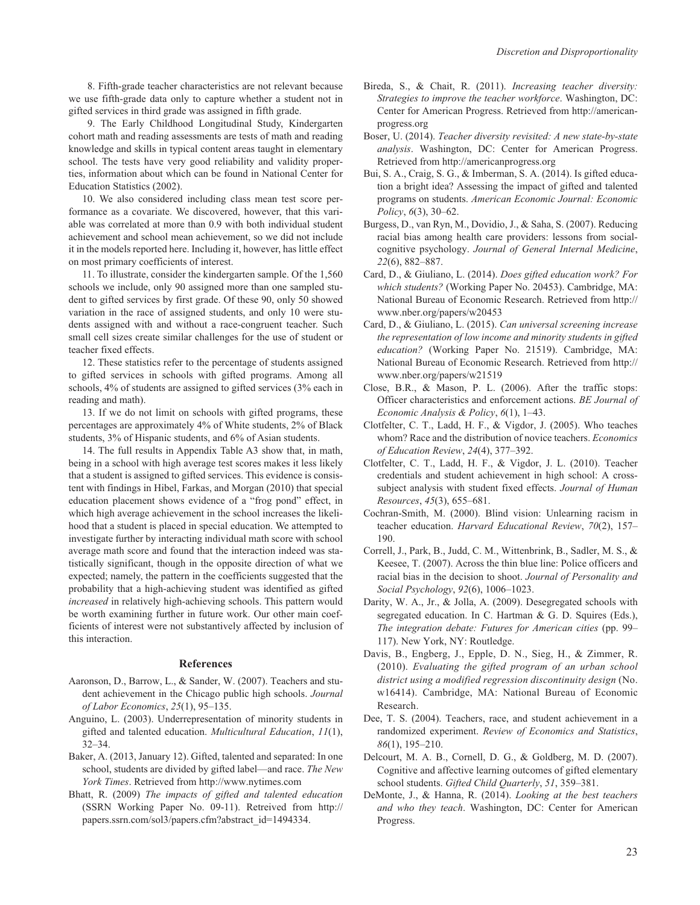8. Fifth-grade teacher characteristics are not relevant because we use fifth-grade data only to capture whether a student not in gifted services in third grade was assigned in fifth grade.

9. The Early Childhood Longitudinal Study, Kindergarten cohort math and reading assessments are tests of math and reading knowledge and skills in typical content areas taught in elementary school. The tests have very good reliability and validity properties, information about which can be found in National Center for Education Statistics (2002).

10. We also considered including class mean test score performance as a covariate. We discovered, however, that this variable was correlated at more than 0.9 with both individual student achievement and school mean achievement, so we did not include it in the models reported here. Including it, however, has little effect on most primary coefficients of interest.

11. To illustrate, consider the kindergarten sample. Of the 1,560 schools we include, only 90 assigned more than one sampled student to gifted services by first grade. Of these 90, only 50 showed variation in the race of assigned students, and only 10 were students assigned with and without a race-congruent teacher. Such small cell sizes create similar challenges for the use of student or teacher fixed effects.

12. These statistics refer to the percentage of students assigned to gifted services in schools with gifted programs. Among all schools, 4% of students are assigned to gifted services (3% each in reading and math).

13. If we do not limit on schools with gifted programs, these percentages are approximately 4% of White students, 2% of Black students, 3% of Hispanic students, and 6% of Asian students.

14. The full results in Appendix Table A3 show that, in math, being in a school with high average test scores makes it less likely that a student is assigned to gifted services. This evidence is consistent with findings in Hibel, Farkas, and Morgan (2010) that special education placement shows evidence of a "frog pond" effect, in which high average achievement in the school increases the likelihood that a student is placed in special education. We attempted to investigate further by interacting individual math score with school average math score and found that the interaction indeed was statistically significant, though in the opposite direction of what we expected; namely, the pattern in the coefficients suggested that the probability that a high-achieving student was identified as gifted *increased* in relatively high-achieving schools. This pattern would be worth examining further in future work. Our other main coefficients of interest were not substantively affected by inclusion of this interaction.

## References

Aaronson, D., Barrow, L., & Sander, W. (2007). Teachers and student achievement in the Chicago public high schools. *Journal of Labor Economics*, *25*(1), 95–135.

Anguino, L. (2003). Underrepresentation of minority students in gifted and talented education. *Multicultural Education*, *11*(1), 32–34.

Baker, A. (2013, January 12). Gifted, talented and separated: In one school, students are divided by gifted label—and race. *The New York Times*. Retrieved from http://www.nytimes.com

Bhatt, R. (2009) *The impacts of gifted and talented education* (SSRN Working Paper No. 09-11). Retreived from http://papers.ssrn.com/sol3/papers.cfm?abstract_id=1494334.

Bireda, S., & Chait, R. (2011). *Increasing teacher diversity: Strategies to improve the teacher workforce*. Washington, DC: Center for American Progress. Retrieved from http://americanprogress.org

Boser, U. (2014). *Teacher diversity revisited: A new state-by-state analysis*. Washington, DC: Center for American Progress. Retrieved from http://americanprogress.org

Bui, S. A., Craig, S. G., & Imberman, S. A. (2014). Is gifted education a bright idea? Assessing the impact of gifted and talented programs on students. *American Economic Journal: Economic Policy*, *6*(3), 30–62.

Burgess, D., van Ryn, M., Dovidio, J., & Saha, S. (2007). Reducing racial bias among health care providers: lessons from social-cognitive psychology. *Journal of General Internal Medicine*, *22*(6), 882–887.

Card, D., & Giuliano, L. (2014). *Does gifted education work? For which students?* (Working Paper No. 20453). Cambridge, MA: National Bureau of Economic Research. Retrieved from http://www.nber.org/papers/w20453

Card, D., & Giuliano, L. (2015). *Can universal screening increase the representation of low income and minority students in gifted education?* (Working Paper No. 21519). Cambridge, MA: National Bureau of Economic Research. Retrieved from http://www.nber.org/papers/w21519

Close, B.R., & Mason, P. L. (2006). After the traffic stops: Officer characteristics and enforcement actions. *BE Journal of Economic Analysis & Policy*, *6*(1), 1–43.

Clotfelter, C. T., Ladd, H. F., & Vigdor, J. (2005). Who teaches whom? Race and the distribution of novice teachers. *Economics of Education Review*, *24*(4), 377–392.

Clotfelter, C. T., Ladd, H. F., & Vigdor, J. L. (2010). Teacher credentials and student achievement in high school: A cross-subject analysis with student fixed effects. *Journal of Human Resources*, *45*(3), 655–681.

Cochran-Smith, M. (2000). Blind vision: Unlearning racism in teacher education. *Harvard Educational Review*, *70*(2), 157–190.

Correll, J., Park, B., Judd, C. M., Wittenbrink, B., Sadler, M. S., & Keesee, T. (2007). Across the thin blue line: Police officers and racial bias in the decision to shoot. *Journal of Personality and Social Psychology*, *92*(6), 1006–1023.

Darity, W. A., Jr., & Jolla, A. (2009). Desegregated schools with segregated education. In C. Hartman & G. D. Squires (Eds.), *The integration debate: Futures for American cities* (pp. 99–117). New York, NY: Routledge.

Davis, B., Engberg, J., Epple, D. N., Sieg, H., & Zimmer, R. (2010). *Evaluating the gifted program of an urban school district using a modified regression discontinuity design* (No. w16414). Cambridge, MA: National Bureau of Economic Research.

Dee, T. S. (2004). Teachers, race, and student achievement in a randomized experiment. *Review of Economics and Statistics*, *86*(1), 195–210.

Delcourt, M. A. B., Cornell, D. G., & Goldberg, M. D. (2007). Cognitive and affective learning outcomes of gifted elementary school students. *Gifted Child Quarterly*, *51*, 359–381.

DeMonte, J., & Hanna, R. (2014). *Looking at the best teachers and who they teach*. Washington, DC: Center for American Progress.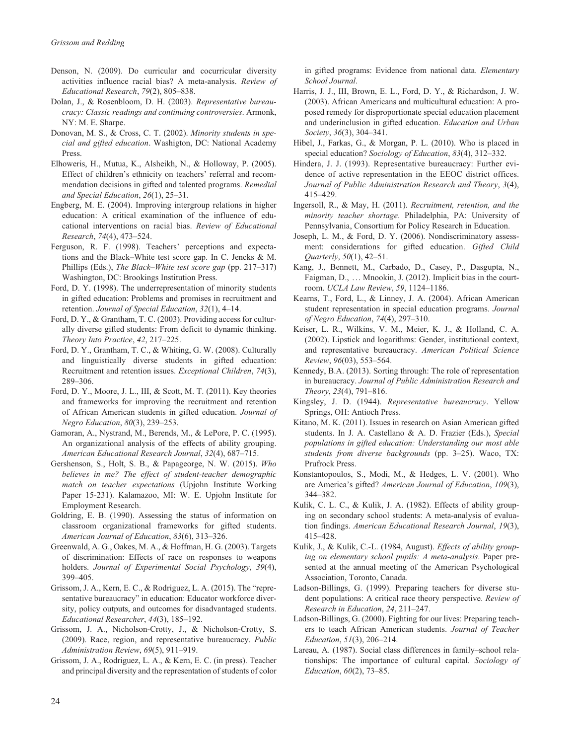Denson, N. (2009). Do curricular and cocurricular diversity activities influence racial bias? A meta-analysis. *Review of Educational Research*, *79*(2), 805–838.

Dolan, J., & Rosenbloom, D. H. (2003). *Representative bureaucracy: Classic readings and continuing controversies*. Armonk, NY: M. E. Sharpe.

Donovan, M. S., & Cross, C. T. (2002). *Minority students in special and gifted education*. Washigton, DC: National Academy Press.

Elhoweris, H., Mutua, K., Alsheikh, N., & Holloway, P. (2005). Effect of children's ethnicity on teachers' referral and recommendation decisions in gifted and talented programs. *Remedial and Special Education*, *26*(1), 25–31.

Engberg, M. E. (2004). Improving intergroup relations in higher education: A critical examination of the influence of educational interventions on racial bias. *Review of Educational Research*, *74*(4), 473–524.

Ferguson, R. F. (1998). Teachers' perceptions and expectations and the Black–White test score gap. In C. Jencks & M. Phillips (Eds.), *The Black–White test score gap* (pp. 217–317) Washington, DC: Brookings Institution Press.

Ford, D. Y. (1998). The underrepresentation of minority students in gifted education: Problems and promises in recruitment and retention. *Journal of Special Education*, *32*(1), 4–14.

Ford, D. Y., & Grantham, T. C. (2003). Providing access for culturally diverse gifted students: From deficit to dynamic thinking. *Theory Into Practice*, *42*, 217–225.

Ford, D. Y., Grantham, T. C., & Whiting, G. W. (2008). Culturally and linguistically diverse students in gifted education: Recruitment and retention issues. *Exceptional Children*, *74*(3), 289–306.

Ford, D. Y., Moore, J. L., III, & Scott, M. T. (2011). Key theories and frameworks for improving the recruitment and retention of African American students in gifted education. *Journal of Negro Education*, *80*(3), 239–253.

Gamoran, A., Nystrand, M., Berends, M., & LePore, P. C. (1995). An organizational analysis of the effects of ability grouping. *American Educational Research Journal*, *32*(4), 687–715.

Gershenson, S., Holt, S. B., & Papageorge, N. W. (2015). *Who believes in me? The effect of student-teacher demographic match on teacher expectations* (Upjohn Institute Working Paper 15-231). Kalamazoo, MI: W. E. Upjohn Institute for Employment Research.

Goldring, E. B. (1990). Assessing the status of information on classroom organizational frameworks for gifted students. *American Journal of Education*, *83*(6), 313–326.

Greenwald, A. G., Oakes, M. A., & Hoffman, H. G. (2003). Targets of discrimination: Effects of race on responses to weapons holders. *Journal of Experimental Social Psychology*, *39*(4), 399–405.

Grissom, J. A., Kern, E. C., & Rodriguez, L. A. (2015). The "representative bureaucracy" in education: Educator workforce diversity, policy outputs, and outcomes for disadvantaged students. *Educational Researcher*, *44*(3), 185–192.

Grissom, J. A., Nicholson-Crotty, J., & Nicholson-Crotty, S. (2009). Race, region, and representative bureaucracy. *Public Administration Review*, *69*(5), 911–919.

Grissom, J. A., Rodriguez, L. A., & Kern, E. C. (in press). Teacher and principal diversity and the representation of students of color in gifted programs: Evidence from national data. *Elementary School Journal*.

Harris, J. J., III, Brown, E. L., Ford, D. Y., & Richardson, J. W. (2003). African Americans and multicultural education: A proposed remedy for disproportionate special education placement and underinclusion in gifted education. *Education and Urban Society*, *36*(3), 304–341.

Hibel, J., Farkas, G., & Morgan, P. L. (2010). Who is placed in special education? *Sociology of Education*, *83*(4), 312–332.

Hindera, J. J. (1993). Representative bureaucracy: Further evidence of active representation in the EEOC district offices. *Journal of Public Administration Research and Theory*, *3*(4), 415–429.

Ingersoll, R., & May, H. (2011). *Recruitment, retention, and the minority teacher shortage*. Philadelphia, PA: University of Pennsylvania, Consortium for Policy Research in Education.

Joseph, L. M., & Ford, D. Y. (2006). Nondiscriminatory assessment: considerations for gifted education. *Gifted Child Quarterly*, *50*(1), 42–51.

Kang, J., Bennett, M., Carbado, D., Casey, P., Dasgupta, N., Faigman, D., … Mnookin, J. (2012). Implicit bias in the courtroom. *UCLA Law Review*, *59*, 1124–1186.

Kearns, T., Ford, L., & Linney, J. A. (2004). African American student representation in special education programs. *Journal of Negro Education*, *74*(4), 297–310.

Keiser, L. R., Wilkins, V. M., Meier, K. J., & Holland, C. A. (2002). Lipstick and logarithms: Gender, institutional context, and representative bureaucracy. *American Political Science Review*, *96*(03), 553–564.

Kennedy, B.A. (2013). Sorting through: The role of representation in bureaucracy. *Journal of Public Administration Research and Theory*, *23*(4), 791–816.

Kingsley, J. D. (1944). *Representative bureaucracy*. Yellow Springs, OH: Antioch Press.

Kitano, M. K. (2011). Issues in research on Asian American gifted students. In J. A. Castellano & A. D. Frazier (Eds.), *Special populations in gifted education: Understanding our most able students from diverse backgrounds* (pp. 3–25). Waco, TX: Prufrock Press.

Konstantopoulos, S., Modi, M., & Hedges, L. V. (2001). Who are America's gifted? *American Journal of Education*, *109*(3), 344–382.

Kulik, C. L. C., & Kulik, J. A. (1982). Effects of ability grouping on secondary school students: A meta-analysis of evaluation findings. *American Educational Research Journal*, *19*(3), 415–428.

Kulik, J., & Kulik, C.-L. (1984, August). *Effects of ability grouping on elementary school pupils: A meta-analysis*. Paper presented at the annual meeting of the American Psychological Association, Toronto, Canada.

Ladson-Billings, G. (1999). Preparing teachers for diverse student populations: A critical race theory perspective. *Review of Research in Education*, *24*, 211–247.

Ladson-Billings, G. (2000). Fighting for our lives: Preparing teachers to teach African American students. *Journal of Teacher Education*, *51*(3), 206–214.

Lareau, A. (1987). Social class differences in family–school relationships: The importance of cultural capital. *Sociology of Education*, *60*(2), 73–85.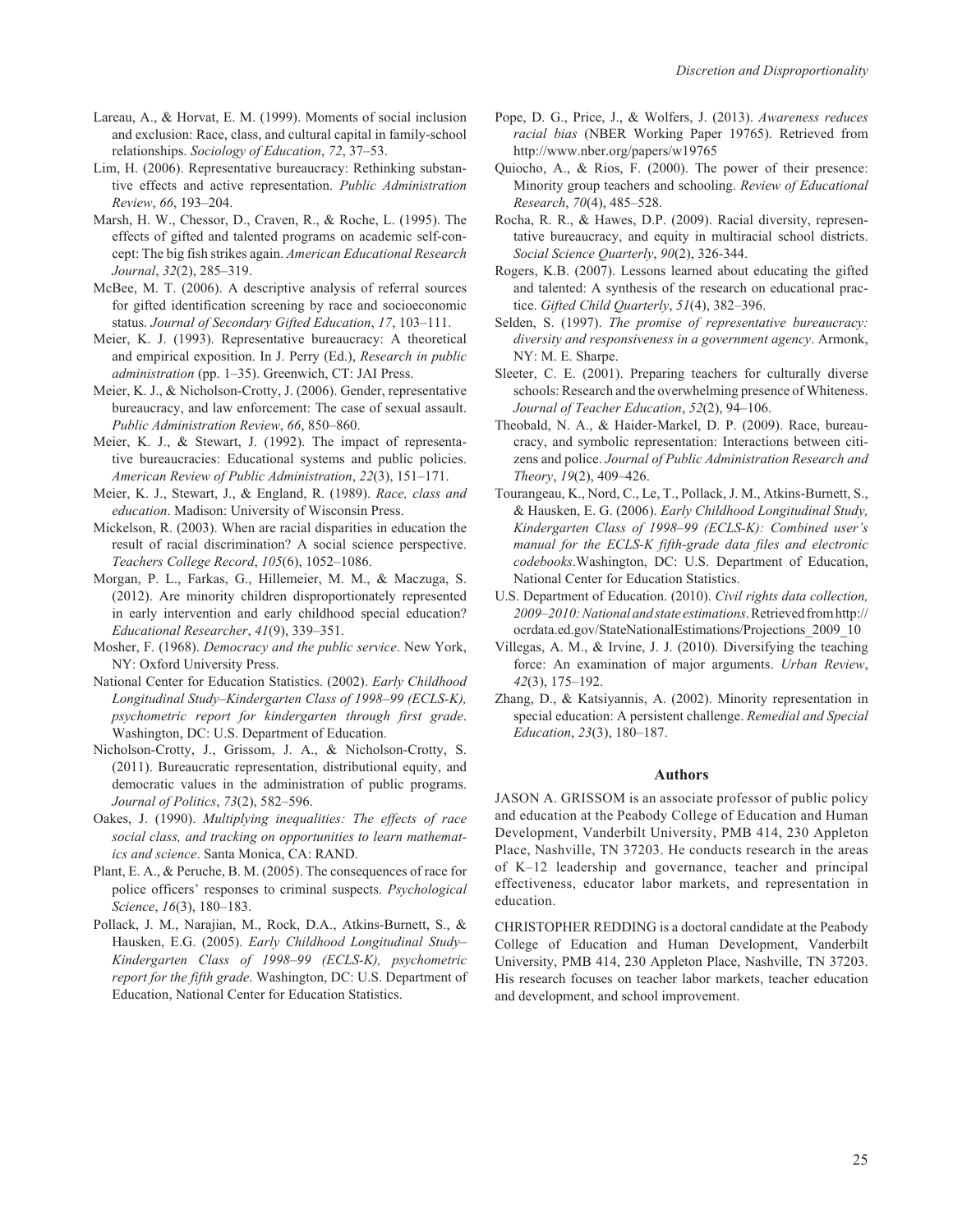Lareau, A., & Horvat, E. M. (1999). Moments of social inclusion and exclusion: Race, class, and cultural capital in family-school relationships. *Sociology of Education*, *72*, 37–53.

Lim, H. (2006). Representative bureaucracy: Rethinking substantive effects and active representation. *Public Administration Review*, *66*, 193–204.

Marsh, H. W., Chessor, D., Craven, R., & Roche, L. (1995). The effects of gifted and talented programs on academic self-concept: The big fish strikes again. *American Educational Research Journal*, *32*(2), 285–319.

McBee, M. T. (2006). A descriptive analysis of referral sources for gifted identification screening by race and socioeconomic status. *Journal of Secondary Gifted Education*, *17*, 103–111.

Meier, K. J. (1993). Representative bureaucracy: A theoretical and empirical exposition. In J. Perry (Ed.), *Research in public administration* (pp. 1–35). Greenwich, CT: JAI Press.

Meier, K. J., & Nicholson-Crotty, J. (2006). Gender, representative bureaucracy, and law enforcement: The case of sexual assault. *Public Administration Review*, *66*, 850–860.

Meier, K. J., & Stewart, J. (1992). The impact of representative bureaucracies: Educational systems and public policies. *American Review of Public Administration*, *22*(3), 151–171.

Meier, K. J., Stewart, J., & England, R. (1989). *Race, class and education*. Madison: University of Wisconsin Press.

Mickelson, R. (2003). When are racial disparities in education the result of racial discrimination? A social science perspective. *Teachers College Record*, *105*(6), 1052–1086.

Morgan, P. L., Farkas, G., Hillemeier, M. M., & Maczuga, S. (2012). Are minority children disproportionately represented in early intervention and early childhood special education? *Educational Researcher*, *41*(9), 339–351.

Mosher, F. (1968). *Democracy and the public service*. New York, NY: Oxford University Press.

National Center for Education Statistics. (2002). *Early Childhood Longitudinal Study–Kindergarten Class of 1998–99 (ECLS-K), psychometric report for kindergarten through first grade*. Washington, DC: U.S. Department of Education.

Nicholson-Crotty, J., Grissom, J. A., & Nicholson-Crotty, S. (2011). Bureaucratic representation, distributional equity, and democratic values in the administration of public programs. *Journal of Politics*, *73*(2), 582–596.

Oakes, J. (1990). *Multiplying inequalities: The effects of race social class, and tracking on opportunities to learn mathematics and science*. Santa Monica, CA: RAND.

Plant, E. A., & Peruche, B. M. (2005). The consequences of race for police officers' responses to criminal suspects. *Psychological Science*, *16*(3), 180–183.

Pollack, J. M., Narajian, M., Rock, D.A., Atkins-Burnett, S., & Hausken, E.G. (2005). *Early Childhood Longitudinal Study–Kindergarten Class of 1998–99 (ECLS-K), psychometric report for the fifth grade*. Washington, DC: U.S. Department of Education, National Center for Education Statistics.

Pope, D. G., Price, J., & Wolfers, J. (2013). *Awareness reduces racial bias* (NBER Working Paper 19765). Retrieved from http://www.nber.org/papers/w19765

Quiocho, A., & Rios, F. (2000). The power of their presence: Minority group teachers and schooling. *Review of Educational Research*, *70*(4), 485–528.

Rocha, R. R., & Hawes, D.P. (2009). Racial diversity, representative bureaucracy, and equity in multiracial school districts. *Social Science Quarterly*, *90*(2), 326-344.

Rogers, K.B. (2007). Lessons learned about educating the gifted and talented: A synthesis of the research on educational practice. *Gifted Child Quarterly*, *51*(4), 382–396.

Selden, S. (1997). *The promise of representative bureaucracy: diversity and responsiveness in a government agency*. Armonk, NY: M. E. Sharpe.

Sleeter, C. E. (2001). Preparing teachers for culturally diverse schools: Research and the overwhelming presence of Whiteness. *Journal of Teacher Education*, *52*(2), 94–106.

Theobald, N. A., & Haider-Markel, D. P. (2009). Race, bureaucracy, and symbolic representation: Interactions between citizens and police. *Journal of Public Administration Research and Theory*, *19*(2), 409–426.

Tourangeau, K., Nord, C., Le, T., Pollack, J. M., Atkins-Burnett, S., & Hausken, E. G. (2006). *Early Childhood Longitudinal Study, Kindergarten Class of 1998–99 (ECLS-K): Combined user's manual for the ECLS-K fifth-grade data files and electronic codebooks*.Washington, DC: U.S. Department of Education, National Center for Education Statistics.

U.S. Department of Education. (2010). *Civil rights data collection, 2009–2010: National and state estimations*. Retrieved from http://ocrdata.ed.gov/StateNationalEstimations/Projections_2009_10

Villegas, A. M., & Irvine, J. J. (2010). Diversifying the teaching force: An examination of major arguments. *Urban Review*, *42*(3), 175–192.

Zhang, D., & Katsiyannis, A. (2002). Minority representation in special education: A persistent challenge. *Remedial and Special Education*, *23*(3), 180–187.

## Authors

JASON A. GRISSOM is an associate professor of public policy and education at the Peabody College of Education and Human Development, Vanderbilt University, PMB 414, 230 Appleton Place, Nashville, TN 37203. He conducts research in the areas of K–12 leadership and governance, teacher and principal effectiveness, educator labor markets, and representation in education.

CHRISTOPHER REDDING is a doctoral candidate at the Peabody College of Education and Human Development, Vanderbilt University, PMB 414, 230 Appleton Place, Nashville, TN 37203. His research focuses on teacher labor markets, teacher education and development, and school improvement.